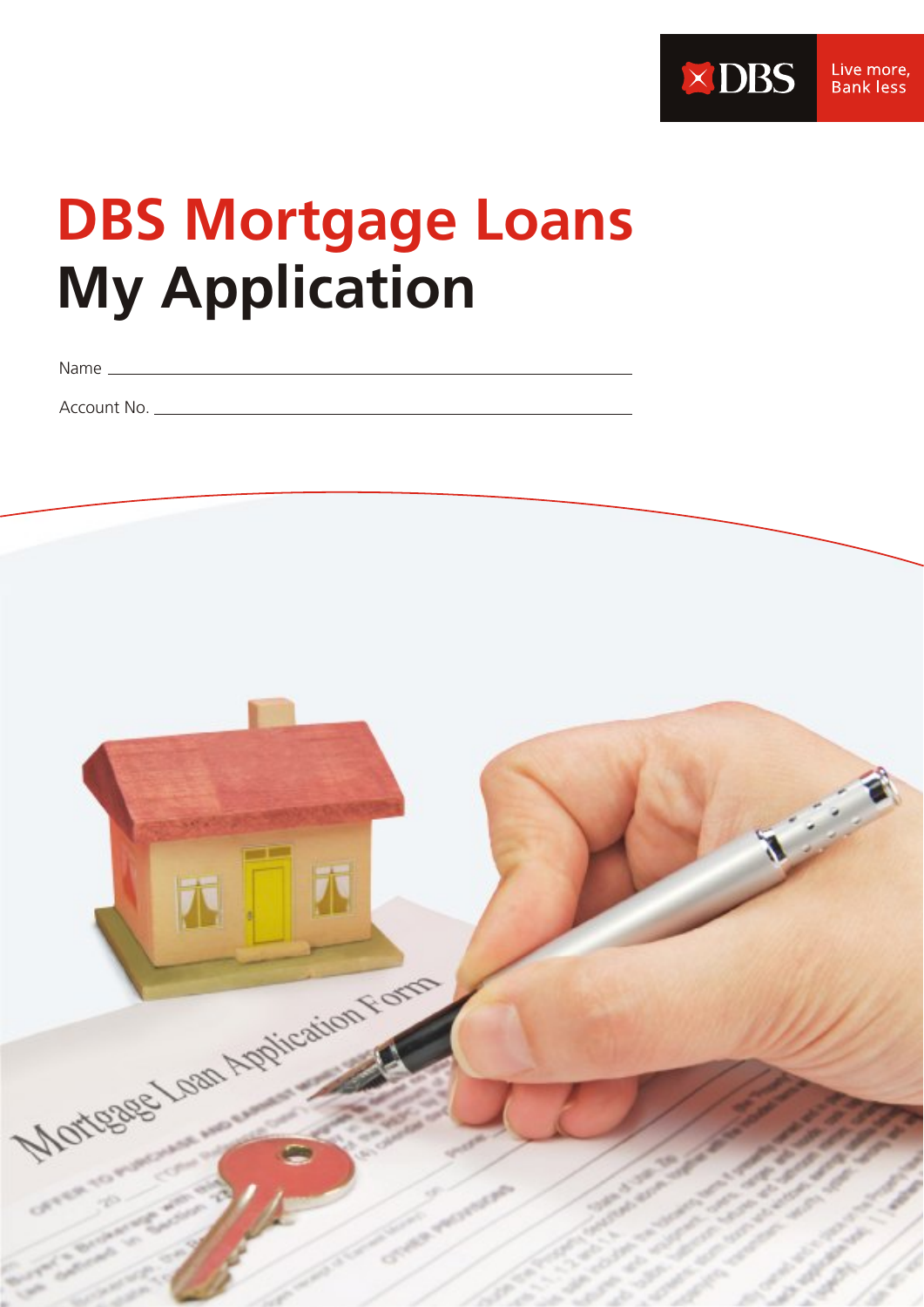DBS Live more, Bank less

# DBS Mortgage Loans
# My Application

Name ___________________________________________

Account No. ____________________________________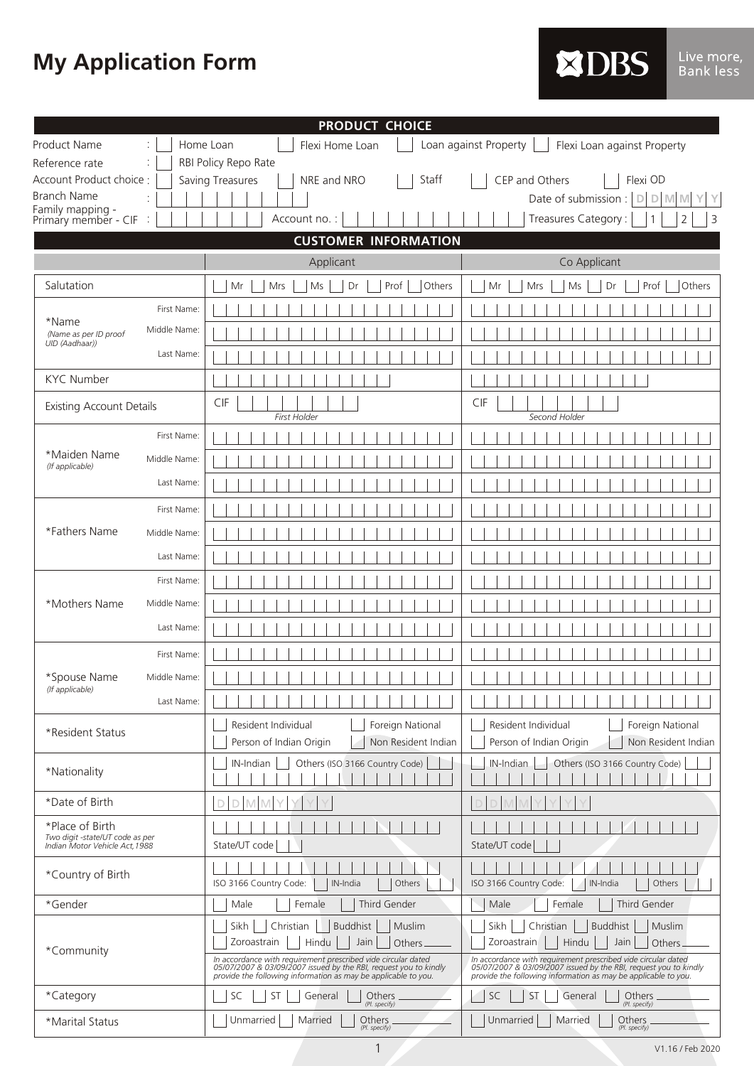# My Application Form

DBS Live more, Bank less

## PRODUCT CHOICE

| | |
|---|---|
| Product Name | : ☐ Home Loan ☐ Flexi Home Loan ☐ Loan against Property ☐ Flexi Loan against Property |
| Reference rate | : ☐ RBI Policy Repo Rate |
| Account Product choice | : ☐ Saving Treasures ☐ NRE and NRO ☐ Staff ☐ CEP and Others ☐ Flexi OD |
| Branch Name | : Date of submission : D D M M Y Y |
| Family mapping - Primary member - CIF | : Account no. : Treasures Category : ☐ 1 ☐ 2 ☐ 3 |

## CUSTOMER INFORMATION

| | | Applicant | Co Applicant |
|---|---|---|---|
| Salutation | | ☐ Mr ☐ Mrs ☐ Ms ☐ Dr ☐ Prof ☐ Others | ☐ Mr ☐ Mrs ☐ Ms ☐ Dr ☐ Prof ☐ Others |
| *Name *(Name as per ID proof UID (Aadhaar))* | First Name: | | |
| | Middle Name: | | |
| | Last Name: | | |
| KYC Number | | | |
| Existing Account Details | | CIF *First Holder* | CIF *Second Holder* |
| *Maiden Name *(If applicable)* | First Name: | | |
| | Middle Name: | | |
| | Last Name: | | |
| *Fathers Name | First Name: | | |
| | Middle Name: | | |
| | Last Name: | | |
| *Mothers Name | First Name: | | |
| | Middle Name: | | |
| | Last Name: | | |
| *Spouse Name *(If applicable)* | First Name: | | |
| | Middle Name: | | |
| | Last Name: | | |
| *Resident Status | | ☐ Resident Individual ☐ Foreign National ☐ Person of Indian Origin ☐ Non Resident Indian | ☐ Resident Individual ☐ Foreign National ☐ Person of Indian Origin ☐ Non Resident Indian |
| *Nationality | | ☐ IN-Indian ☐ Others (ISO 3166 Country Code) | ☐ IN-Indian ☐ Others (ISO 3166 Country Code) |
| *Date of Birth | | D D M M Y Y Y Y | D D M M Y Y Y Y |
| *Place of Birth *Two digit -state/UT code as per Indian Motor Vehicle Act,1988* | | State/UT code | State/UT code |
| *Country of Birth | | ISO 3166 Country Code: ☐ IN-India ☐ Others | ISO 3166 Country Code: ☐ IN-India ☐ Others |
| *Gender | | ☐ Male ☐ Female ☐ Third Gender | ☐ Male ☐ Female ☐ Third Gender |
| *Community | | ☐ Sikh ☐ Christian ☐ Buddhist ☐ Muslim ☐ Zoroastrain ☐ Hindu ☐ Jain ☐ Others ____ *In accordance with requirement prescribed vide circular dated 05/07/2007 & 03/09/2007 issued by the RBI, request you to kindly provide the following information as may be applicable to you.* | ☐ Sikh ☐ Christian ☐ Buddhist ☐ Muslim ☐ Zoroastrain ☐ Hindu ☐ Jain ☐ Others ____ *In accordance with requirement prescribed vide circular dated 05/07/2007 & 03/09/2007 issued by the RBI, request you to kindly provide the following information as may be applicable to you.* |
| *Category | | ☐ SC ☐ ST ☐ General ☐ Others ____ *(Pl. specify)* | ☐ SC ☐ ST ☐ General ☐ Others ____ *(Pl. specify)* |
| *Marital Status | | ☐ Unmarried ☐ Married ☐ Others ____ *(Pl. specify)* | ☐ Unmarried ☐ Married ☐ Others ____ *(Pl. specify)* |

V1.16 / Feb 2020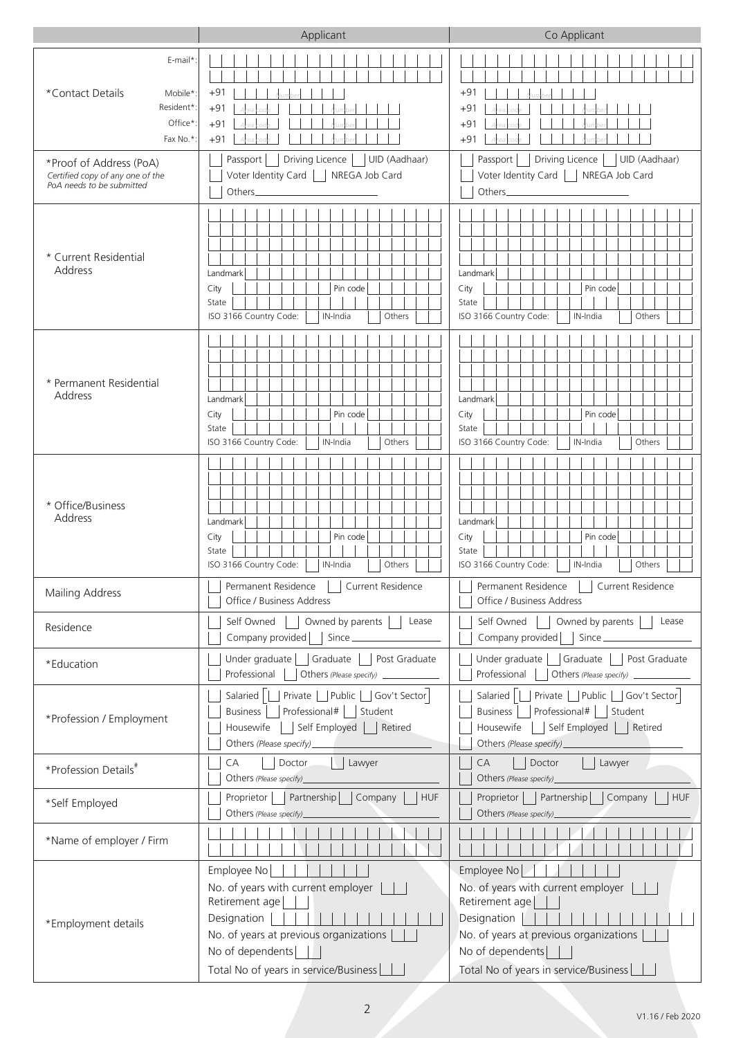| | Applicant | Co Applicant |
|---|---|---|
| *Contact Details — E-mail*: | | |
| Mobile*: | +91 Number | +91 Number |
| Resident*: | +91 Area code Number | +91 Area code Number |
| Office*: | +91 Area code Number | +91 Area code Number |
| Fax No.*: | +91 Area code Number | +91 Area code Number |
| *Proof of Address (PoA) *Certified copy of any one of the PoA needs to be submitted* | Passport ☐ Driving Licence ☐ UID (Aadhaar) ☐ Voter Identity Card ☐ NREGA Job Card ☐ Others ____ | Passport ☐ Driving Licence ☐ UID (Aadhaar) ☐ Voter Identity Card ☐ NREGA Job Card ☐ Others ____ |
| * Current Residential Address | Landmark City Pin code State ISO 3166 Country Code: ☐ IN-India ☐ Others | Landmark City Pin code State ISO 3166 Country Code: ☐ IN-India ☐ Others |
| * Permanent Residential Address | Landmark City Pin code State ISO 3166 Country Code: ☐ IN-India ☐ Others | Landmark City Pin code State ISO 3166 Country Code: ☐ IN-India ☐ Others |
| * Office/Business Address | Landmark City Pin code State ISO 3166 Country Code: ☐ IN-India ☐ Others | Landmark City Pin code State ISO 3166 Country Code: ☐ IN-India ☐ Others |
| Mailing Address | ☐ Permanent Residence ☐ Current Residence ☐ Office / Business Address | ☐ Permanent Residence ☐ Current Residence ☐ Office / Business Address |
| Residence | ☐ Self Owned ☐ Owned by parents ☐ Lease ☐ Company provided ☐ Since ____ | ☐ Self Owned ☐ Owned by parents ☐ Lease ☐ Company provided ☐ Since ____ |
| *Education | ☐ Under graduate ☐ Graduate ☐ Post Graduate ☐ Professional ☐ Others *(Please specify)* ____ | ☐ Under graduate ☐ Graduate ☐ Post Graduate ☐ Professional ☐ Others *(Please specify)* ____ |
| *Profession / Employment | ☐ Salaried [☐ Private ☐ Public ☐ Gov't Sector] ☐ Business ☐ Professional# ☐ Student ☐ Housewife ☐ Self Employed ☐ Retired ☐ Others *(Please specify)* ____ | ☐ Salaried [☐ Private ☐ Public ☐ Gov't Sector] ☐ Business ☐ Professional# ☐ Student ☐ Housewife ☐ Self Employed ☐ Retired ☐ Others *(Please specify)* ____ |
| *Profession Details# | ☐ CA ☐ Doctor ☐ Lawyer ☐ Others *(Please specify)* ____ | ☐ CA ☐ Doctor ☐ Lawyer ☐ Others *(Please specify)* ____ |
| *Self Employed | ☐ Proprietor ☐ Partnership ☐ Company ☐ HUF ☐ Others *(Please specify)* ____ | ☐ Proprietor ☐ Partnership ☐ Company ☐ HUF ☐ Others *(Please specify)* ____ |
| *Name of employer / Firm | | |
| *Employment details | Employee No ____ No. of years with current employer ____ Retirement age ____ Designation ____ No. of years at previous organizations ____ No of dependents ____ Total No of years in service/Business ____ | Employee No ____ No. of years with current employer ____ Retirement age ____ Designation ____ No. of years at previous organizations ____ No of dependents ____ Total No of years in service/Business ____ |

V1.16 / Feb 2020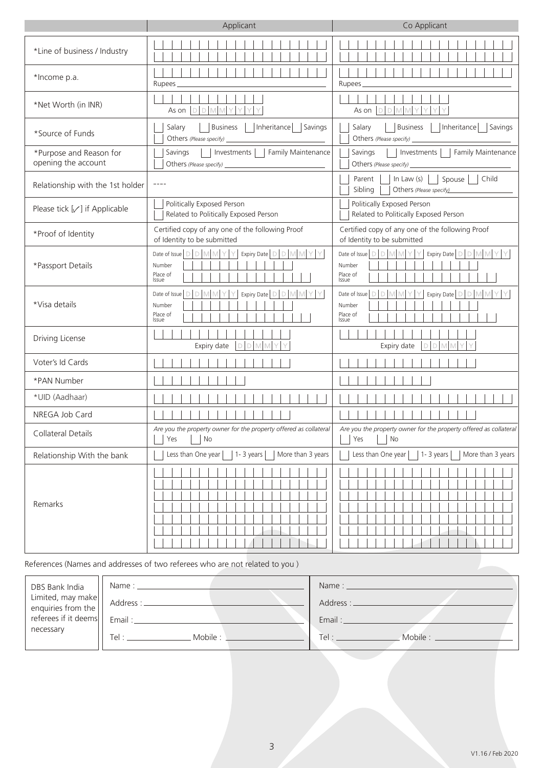| | Applicant | Co Applicant |
|---|---|---|
| *Line of business / Industry | | |
| *Income p.a. | Rupees | Rupees |
| *Net Worth (in INR) | As on DDMMYYYY | As on DDMMYYYY |
| *Source of Funds | Salary / Business / Inheritance / Savings / Others (Please specify) | Salary / Business / Inheritance / Savings / Others (Please specify) |
| *Purpose and Reason for opening the account | Savings / Investments / Family Maintenance / Others (Please specify) | Savings / Investments / Family Maintenance / Others (Please specify) |
| Relationship with the 1st holder | ---- | Parent / In Law (s) / Spouse / Child / Sibling / Others (Please specify) |
| Please tick [✓] if Applicable | Politically Exposed Person / Related to Politically Exposed Person | Politically Exposed Person / Related to Politically Exposed Person |
| *Proof of Identity | Certified copy of any one of the following Proof of Identity to be submitted | Certified copy of any one of the following Proof of Identity to be submitted |
| *Passport Details | Date of Issue DDMMYY Expiry Date DDMMYY<br>Number<br>Place of Issue | Date of Issue DDMMYY Expiry Date DDMMYY<br>Number<br>Place of Issue |
| *Visa details | Date of Issue DDMMYY Expiry Date DDMMYY<br>Number<br>Place of Issue | Date of Issue DDMMYY Expiry Date DDMMYY<br>Number<br>Place of Issue |
| Driving License | Expiry date DDMMYY | Expiry date DDMMYY |
| Voter's Id Cards | | |
| *PAN Number | | |
| *UID (Aadhaar) | | |
| NREGA Job Card | | |
| Collateral Details | *Are you the property owner for the property offered as collateral*<br>Yes / No | *Are you the property owner for the property offered as collateral*<br>Yes / No |
| Relationship With the bank | Less than One year / 1- 3 years / More than 3 years | Less than One year / 1- 3 years / More than 3 years |
| Remarks | | |

References (Names and addresses of two referees who are not related to you )

| DBS Bank India Limited, may make enquiries from the referees if it deems necessary | Name :<br>Address :<br>Email :<br>Tel : Mobile : | Name :<br>Address :<br>Email :<br>Tel : Mobile : |
|---|---|---|

V1.16 / Feb 2020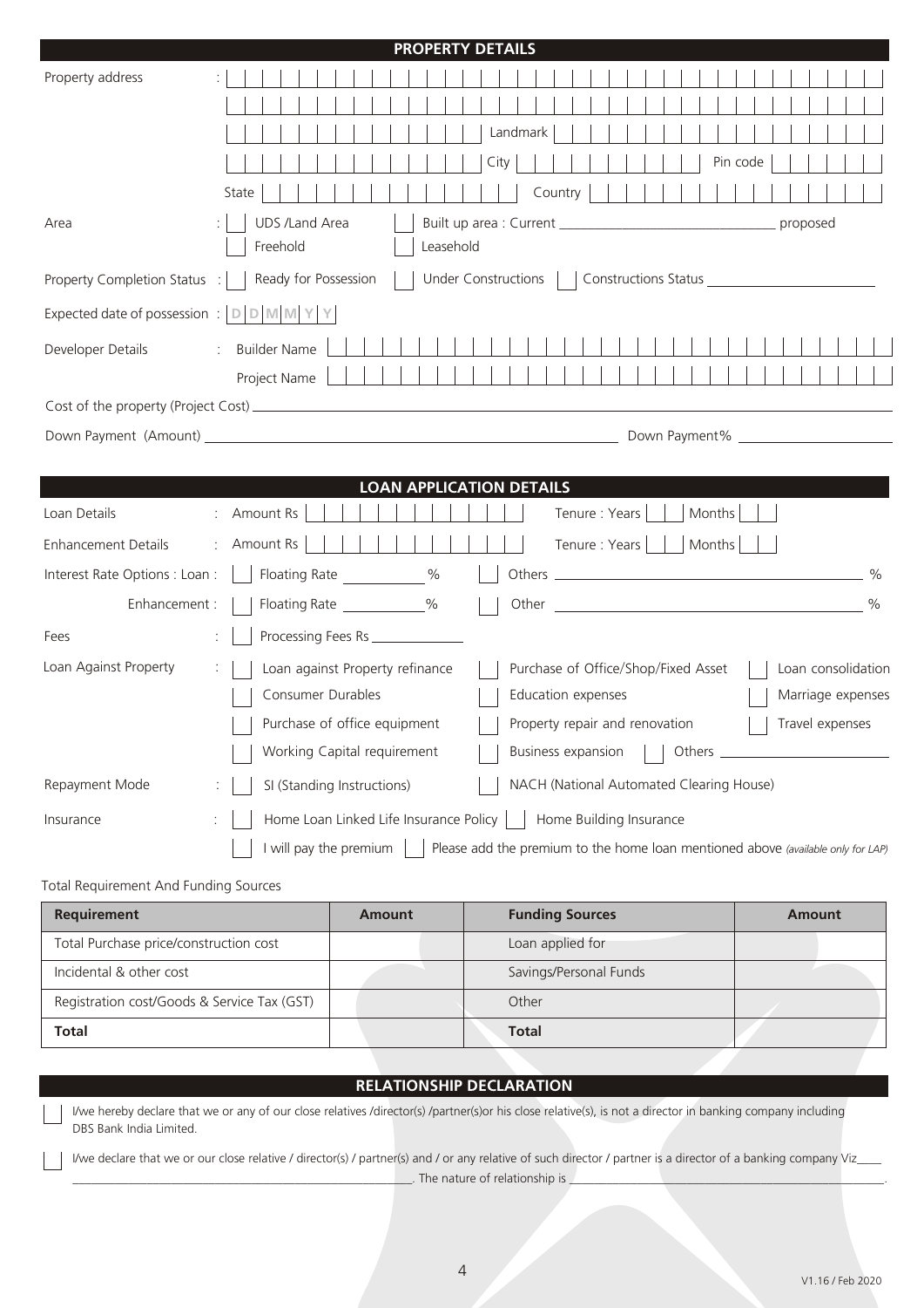## PROPERTY DETAILS

Property address :

Landmark

City                                   Pin code

State                                   Country

Area : ☐ UDS /Land Area ☐ Built up area : Current ______________________ proposed

☐ Freehold ☐ Leasehold

Property Completion Status : ☐ Ready for Possession ☐ Under Constructions ☐ Constructions Status ______________

Expected date of possession : D D M M Y Y

Developer Details : Builder Name

Project Name

Cost of the property (Project Cost) ______________________________________________

Down Payment (Amount) ______________________________ Down Payment% ______________

## LOAN APPLICATION DETAILS

Loan Details : Amount Rs                    Tenure : Years     Months

Enhancement Details : Amount Rs                    Tenure : Years     Months

Interest Rate Options : Loan : ☐ Floating Rate ________ % ☐ Others ______________________ %

Enhancement : ☐ Floating Rate ________ % ☐ Other ______________________ %

Fees : ☐ Processing Fees Rs ____________

Loan Against Property :
- ☐ Loan against Property refinance
- ☐ Purchase of Office/Shop/Fixed Asset
- ☐ Loan consolidation
- ☐ Consumer Durables
- ☐ Education expenses
- ☐ Marriage expenses
- ☐ Purchase of office equipment
- ☐ Property repair and renovation
- ☐ Travel expenses
- ☐ Working Capital requirement
- ☐ Business expansion
- ☐ Others ______________

Repayment Mode : ☐ SI (Standing Instructions) ☐ NACH (National Automated Clearing House)

Insurance : ☐ Home Loan Linked Life Insurance Policy ☐ Home Building Insurance

☐ I will pay the premium ☐ Please add the premium to the home loan mentioned above *(available only for LAP)*

Total Requirement And Funding Sources

| Requirement | Amount | Funding Sources | Amount |
|---|---|---|---|
| Total Purchase price/construction cost | | Loan applied for | |
| Incidental & other cost | | Savings/Personal Funds | |
| Registration cost/Goods & Service Tax (GST) | | Other | |
| **Total** | | **Total** | |

## RELATIONSHIP DECLARATION

☐ I/we hereby declare that we or any of our close relatives /director(s) /partner(s)or his close relative(s), is not a director in banking company including DBS Bank India Limited.

☐ I/we declare that we or our close relative / director(s) / partner(s) and / or any relative of such director / partner is a director of a banking company Viz____ ______________________________. The nature of relationship is ______________________________.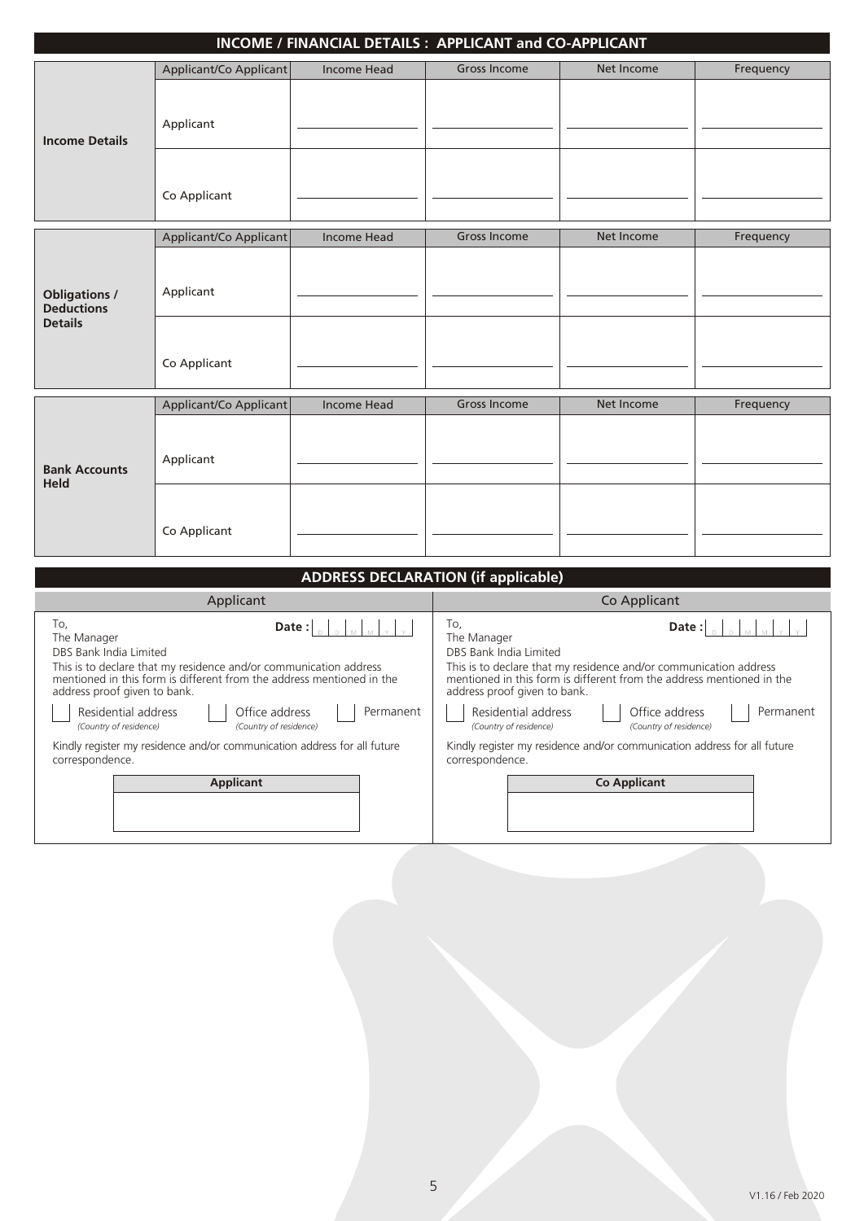## INCOME / FINANCIAL DETAILS : APPLICANT and CO-APPLICANT

| | Applicant/Co Applicant | Income Head | Gross Income | Net Income | Frequency |
|---|---|---|---|---|---|
| **Income Details** | Applicant | | | | |
| | Co Applicant | | | | |

| | Applicant/Co Applicant | Income Head | Gross Income | Net Income | Frequency |
|---|---|---|---|---|---|
| **Obligations / Deductions Details** | Applicant | | | | |
| | Co Applicant | | | | |

| | Applicant/Co Applicant | Income Head | Gross Income | Net Income | Frequency |
|---|---|---|---|---|---|
| **Bank Accounts Held** | Applicant | | | | |
| | Co Applicant | | | | |

## ADDRESS DECLARATION (if applicable)

### Applicant

To,
The Manager
DBS Bank India Limited

**Date :** D D M M Y Y

This is to declare that my residence and/or communication address mentioned in this form is different from the address mentioned in the address proof given to bank.

☐ Residential address *(Country of residence)* ☐ Office address *(Country of residence)* ☐ Permanent

Kindly register my residence and/or communication address for all future correspondence.

| **Applicant** |
|---|
| |

### Co Applicant

To,
The Manager
DBS Bank India Limited

**Date :** D D M M Y Y

This is to declare that my residence and/or communication address mentioned in this form is different from the address mentioned in the address proof given to bank.

☐ Residential address *(Country of residence)* ☐ Office address *(Country of residence)* ☐ Permanent

Kindly register my residence and/or communication address for all future correspondence.

| **Co Applicant** |
|---|
| |

V1.16 / Feb 2020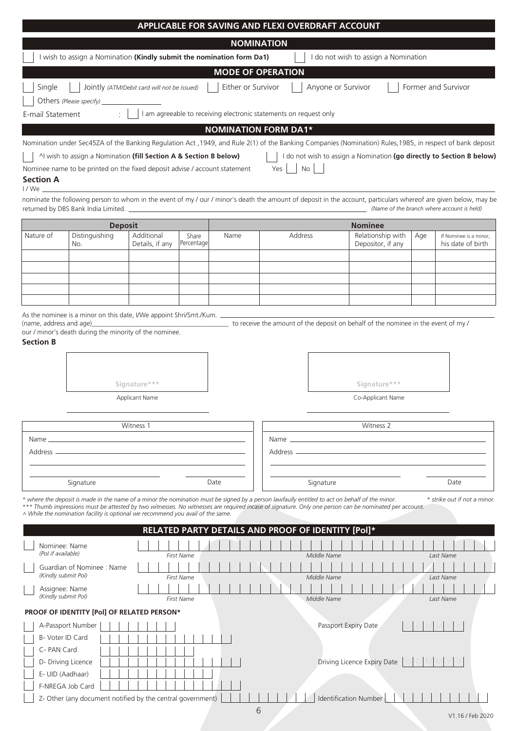## APPLICABLE FOR SAVING AND FLEXI OVERDRAFT ACCOUNT

### NOMINATION

☐ I wish to assign a Nomination **(Kindly submit the nomination form Da1)** ☐ I do not wish to assign a Nomination

### MODE OF OPERATION

☐ Single ☐ Jointly *(ATM/Debit card will not be issued)* ☐ Either or Survivor ☐ Anyone or Survivor ☐ Former and Survivor

☐ Others *(Please specify)* ______________

E-mail Statement : ☐ I am agreeable to receiving electronic statements on request only

### NOMINATION FORM DA1*

Nomination under Sec45ZA of the Banking Regulation Act ,1949, and Rule 2(1) of the Banking Companies (Nomination) Rules,1985, in respect of bank deposit

☐ ^I wish to assign a Nomination **(fill Section A & Section B below)** ☐ I do not wish to assign a Nomination **(go directly to Section B below)**

Nominee name to be printed on the fixed deposit advise / account statement Yes ☐ No ☐

**Section A**

I / We ______________________________________________

nominate the following person to whom in the event of my / our / minor's death the amount of deposit in the account, particulars whereof are given below, may be returned by DBS Bank India Limited. ______________________ *(Name of the branch where account is held)*

| Deposit | | | | Nominee | | | | |
|---|---|---|---|---|---|---|---|---|
| Nature of | Distinguishing No. | Additional Details, if any | Share Percentage | Name | Address | Relationship with Depositor, if any | Age | If Nominee is a minor, his date of birth |
| | | | | | | | | |
| | | | | | | | | |
| | | | | | | | | |
| | | | | | | | | |
| | | | | | | | | |

As the nominee is a minor on this date, I/We appoint Shri/Smt./Kum. ______________________

(name, address and age)______________________ to receive the amount of the deposit on behalf of the nominee in the event of my / our / minor's death during the minority of the nominee.

**Section B**

Signature***

Applicant Name

______________________

Signature***

Co-Applicant Name

______________________

| Witness 1 | Witness 2 |
|---|---|
| Name ______________________ | Name ______________________ |
| Address ______________________ | Address ______________________ |
| Signature ____________ Date ____________ | Signature ____________ Date ____________ |

*\* where the deposit is made in the name of a minor the nomination must be signed by a person lawfully entitled to act on behalf of the minor. \* strike out if not a minor.*
*\*\*\* Thumb impressions must be attested by two witnesses. No witnesses are required incase of signature. Only one person can be nominated per account.*
*^ While the nomination facility is optional we recommend you avail of the same.*

### RELATED PARTY DETAILS AND PROOF OF IDENTITY [PoI]*

☐ Nominee: Name *(PoI if available)* — First Name | Middle Name | Last Name

☐ Guardian of Nominee : Name *(Kindly submit PoI)* — First Name | Middle Name | Last Name

☐ Assignee: Name *(Kindly submit PoI)* — First Name | Middle Name | Last Name

**PROOF OF IDENTITY [PoI] OF RELATED PERSON***

☐ A-Passport Number ______________ Passport Expiry Date D D M M Y Y

☐ B- Voter ID Card ______________

☐ C- PAN Card ______________

☐ D- Driving Licence ______________ Driving Licence Expiry Date D D M M Y Y

☐ E- UID (Aadhaar) ______________

☐ F-NREGA Job Card ______________

☐ Z- Other (any document notified by the central government) ______________ Identification Number ______________

V1.16 / Feb 2020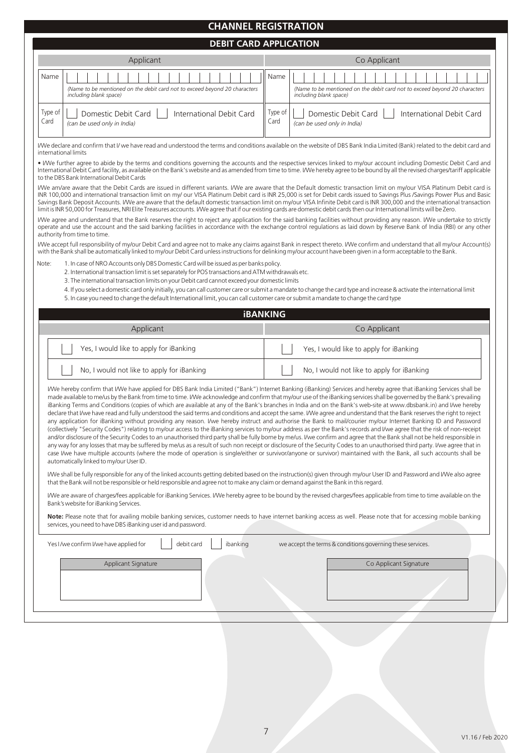# CHANNEL REGISTRATION

## DEBIT CARD APPLICATION

| Applicant | | Co Applicant | |
|---|---|---|---|
| Name | *(Name to be mentioned on the debit card not to exceed beyond 20 characters including blank space)* | Name | *(Name to be mentioned on the debit card not to exceed beyond 20 characters including blank space)* |
| Type of Card | ☐ Domestic Debit Card ☐ International Debit Card *(can be used only in India)* | Type of Card | ☐ Domestic Debit Card ☐ International Debit Card *(can be used only in India)* |

I/We declare and confirm that I/ we have read and understood the terms and conditions available on the website of DBS Bank India Limited (Bank) related to the debit card and international limits

• I/We further agree to abide by the terms and conditions governing the accounts and the respective services linked to my/our account including Domestic Debit Card and International Debit Card facility, as available on the Bank's website and as amended from time to time. I/We hereby agree to be bound by all the revised charges/tariff applicable to the DBS Bank International Debit Cards

I/We am/are aware that the Debit Cards are issued in different variants. I/We are aware that the Default domestic transaction limit on my/our VISA Platinum Debit card is INR 100,000 and international transaction limit on my/ our VISA Platinum Debit card is INR 25,000 is set for Debit cards issued to Savings Plus /Savings Power Plus and Basic Savings Bank Deposit Accounts. I/We are aware that the default domestic transaction limit on my/our VISA Infinite Debit card is INR 300,000 and the international transaction limit is INR 50,000 for Treasures, NRI Elite Treasures accounts. I/We agree that if our existing cards are domestic debit cards then our International limits will be Zero.

I/We agree and understand that the Bank reserves the right to reject any application for the said banking facilities without providing any reason. I/We undertake to strictly operate and use the account and the said banking facilities in accordance with the exchange control regulations as laid down by Reserve Bank of India (RBI) or any other authority from time to time.

I/We accept full responsibility of my/our Debit Card and agree not to make any claims against Bank in respect thereto. I/We confirm and understand that all my/our Account(s) with the Bank shall be automatically linked to my/our Debit Card unless instructions for delinking my/our account have been given in a form acceptable to the Bank.

Note:
1. In case of NRO Accounts only DBS Domestic Card will be issued as per banks policy.
2. International transaction limit is set separately for POS transactions and ATM withdrawals etc.
3. The international transaction limits on your Debit card cannot exceed your domestic limits
4. If you select a domestic card only initially, you can call customer care or submit a mandate to change the card type and increase & activate the international limit
5. In case you need to change the default International limit, you can call customer care or submit a mandate to change the card type

## iBANKING

| Applicant | Co Applicant |
|---|---|
| ☐ Yes, I would like to apply for iBanking | ☐ Yes, I would like to apply for iBanking |
| ☐ No, I would not like to apply for iBanking | ☐ No, I would not like to apply for iBanking |

I/We hereby confirm that I/We have applied for DBS Bank India Limited ("Bank") Internet Banking (iBanking) Services and hereby agree that iBanking Services shall be made available to me/us by the Bank from time to time. I/We acknowledge and confirm that my/our use of the iBanking services shall be governed by the Bank's prevailing iBanking Terms and Conditions (copies of which are available at any of the Bank's branches in India and on the Bank's web-site at www.dbsbank.in) and I/we hereby declare that I/we have read and fully understood the said terms and conditions and accept the same. I/We agree and understand that the Bank reserves the right to reject any application for iBanking without providing any reason. I/we hereby instruct and authorise the Bank to mail/courier my/our Internet Banking ID and Password (collectively "Security Codes") relating to my/our access to the iBanking services to my/our address as per the Bank's records and I/we agree that the risk of non-receipt and/or disclosure of the Security Codes to an unauthorised third party shall be fully borne by me/us. I/we confirm and agree that the Bank shall not be held responsible in any way for any losses that may be suffered by me/us as a result of such non receipt or disclosure of the Security Codes to an unauthorised third party. I/we agree that in case I/we have multiple accounts (where the mode of operation is single/either or survivor/anyone or survivor) maintained with the Bank, all such accounts shall be automatically linked to my/our User ID.

I/We shall be fully responsible for any of the linked accounts getting debited based on the instruction(s) given through my/our User ID and Password and I/We also agree that the Bank will not be responsible or held responsible and agree not to make any claim or demand against the Bank in this regard.

I/We are aware of charges/fees applicable for iBanking Services. I/We hereby agree to be bound by the revised charges/fees applicable from time to time available on the Bank's website for iBanking Services.

**Note:** Please note that for availing mobile banking services, customer needs to have internet banking access as well. Please note that for accessing mobile banking services, you need to have DBS iBanking user id and password.

Yes I /we confirm I/we have applied for ☐ debit card ☐ ibanking we accept the terms & conditions governing these services.

| Applicant Signature | Co Applicant Signature |
|---|---|
| | |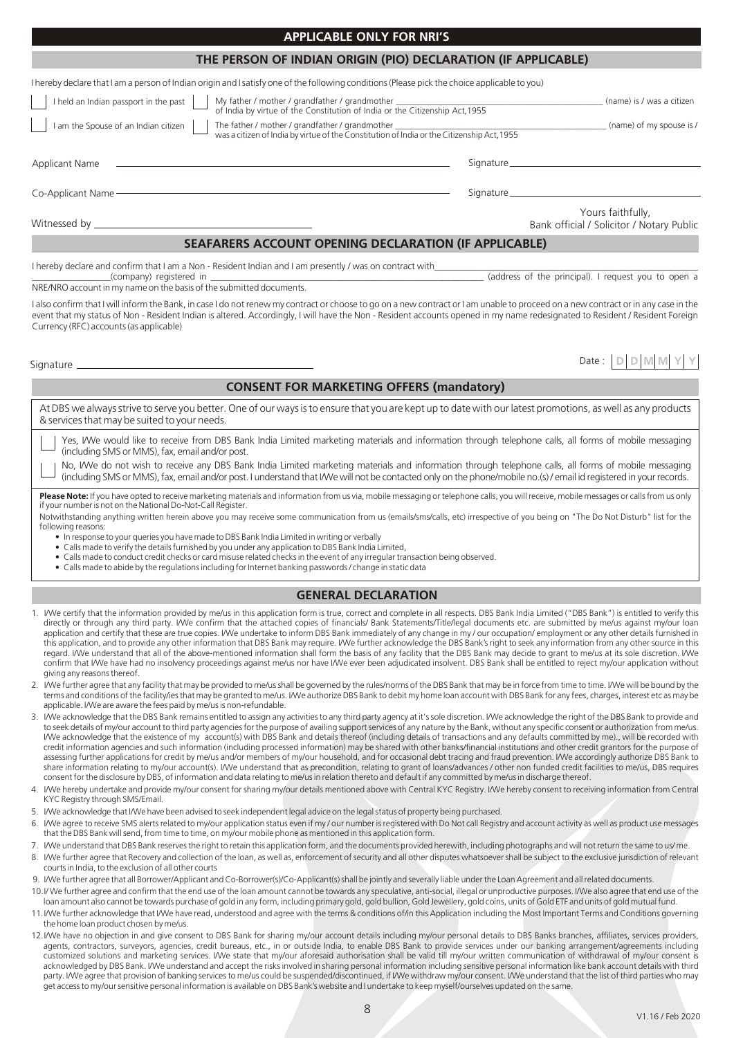## APPLICABLE ONLY FOR NRI'S

### THE PERSON OF INDIAN ORIGIN (PIO) DECLARATION (IF APPLICABLE)

I hereby declare that I am a person of Indian origin and I satisfy one of the following conditions (Please pick the choice applicable to you)

- [ ] I held an Indian passport in the past
- [ ] My father / mother / grandfather / grandmother \_\_\_\_\_\_\_\_\_\_\_\_\_\_\_\_\_\_\_\_ (name) is / was a citizen of India by virtue of the Constitution of India or the Citizenship Act,1955
- [ ] I am the Spouse of an Indian citizen
- [ ] The father / mother / grandfather / grandmother \_\_\_\_\_\_\_\_\_\_\_\_\_\_\_\_\_\_\_\_ (name) of my spouse is / was a citizen of India by virtue of the Constitution of India or the Citizenship Act,1955

Applicant Name \_\_\_\_\_\_\_\_\_\_\_\_\_\_\_\_\_\_\_\_ Signature \_\_\_\_\_\_\_\_\_\_\_\_\_\_\_\_\_\_\_\_

Co-Applicant Name \_\_\_\_\_\_\_\_\_\_\_\_\_\_\_\_\_\_\_\_ Signature \_\_\_\_\_\_\_\_\_\_\_\_\_\_\_\_\_\_\_\_

Witnessed by \_\_\_\_\_\_\_\_\_\_\_\_\_\_\_\_\_\_\_\_

Yours faithfully,
Bank official / Solicitor / Notary Public

### SEAFARERS ACCOUNT OPENING DECLARATION (IF APPLICABLE)

I hereby declare and confirm that I am a Non - Resident Indian and I am presently / was on contract with \_\_\_\_\_\_\_\_\_\_\_\_\_\_\_\_\_\_\_\_ (company) registered in \_\_\_\_\_\_\_\_\_\_\_\_\_\_\_\_\_\_\_\_ (address of the principal). I request you to open a NRE/NRO account in my name on the basis of the submitted documents.

I also confirm that I will inform the Bank, in case I do not renew my contract or choose to go on a new contract or I am unable to proceed on a new contract or in any case in the event that my status of Non - Resident Indian is altered. Accordingly, I will have the Non - Resident accounts opened in my name redesignated to Resident / Resident Foreign Currency (RFC) accounts (as applicable)

Signature \_\_\_\_\_\_\_\_\_\_\_\_\_\_\_\_\_\_\_\_

Date : D D M M Y Y

### CONSENT FOR MARKETING OFFERS (mandatory)

At DBS we always strive to serve you better. One of our ways is to ensure that you are kept up to date with our latest promotions, as well as any products & services that may be suited to your needs.

- [ ] Yes, I/We would like to receive from DBS Bank India Limited marketing materials and information through telephone calls, all forms of mobile messaging (including SMS or MMS), fax, email and/or post.
- [ ] No, I/We do not wish to receive any DBS Bank India Limited marketing materials and information through telephone calls, all forms of mobile messaging (including SMS or MMS), fax, email and/or post. I understand that I/We will not be contacted only on the phone/mobile no.(s) / email id registered in your records.

**Please Note:** If you have opted to receive marketing materials and information from us via, mobile messaging or telephone calls, you will receive, mobile messages or calls from us only if your number is not on the National Do-Not-Call Register.

Notwithstanding anything written herein above you may receive some communication from us (emails/sms/calls, etc) irrespective of you being on "The Do Not Disturb" list for the following reasons:

- In response to your queries you have made to DBS Bank India Limited in writing or verbally
- Calls made to verify the details furnished by you under any application to DBS Bank India Limited,
- Calls made to conduct credit checks or card misuse related checks in the event of any irregular transaction being observed.
- Calls made to abide by the regulations including for Internet banking passwords / change in static data

### GENERAL DECLARATION

1. I/We certify that the information provided by me/us in this application form is true, correct and complete in all respects. DBS Bank India Limited ("DBS Bank") is entitled to verify this directly or through any third party. I/We confirm that the attached copies of financials/ Bank Statements/Title/legal documents etc. are submitted by me/us against my/our loan application and certify that these are true copies. I/We undertake to inform DBS Bank immediately of any change in my / our occupation/ employment or any other details furnished in this application, and to provide any other information that DBS Bank may require. I/We further acknowledge the DBS Bank's right to seek any information from any other source in this regard. I/We understand that all of the above-mentioned information shall form the basis of any facility that the DBS Bank may decide to grant to me/us at its sole discretion. I/We confirm that I/We have had no insolvency proceedings against me/us nor have I/We ever been adjudicated insolvent. DBS Bank shall be entitled to reject my/our application without giving any reasons thereof.
2. I/We further agree that any facility that may be provided to me/us shall be governed by the rules/norms of the DBS Bank that may be in force from time to time. I/We will be bound by the terms and conditions of the facility/ies that may be granted to me/us. I/We authorize DBS Bank to debit my home loan account with DBS Bank for any fees, charges, interest etc as may be applicable. I/We are aware the fees paid by me/us is non-refundable.
3. I/We acknowledge that the DBS Bank remains entitled to assign any activities to any third party agency at it's sole discretion. I/We acknowledge the right of the DBS Bank to provide and to seek details of my/our account to third party agencies for the purpose of availing support services of any nature by the Bank, without any specific consent or authorization from me/us. I/We acknowledge that the existence of my account(s) with DBS Bank and details thereof (including details of transactions and any defaults committed by me)., will be recorded with credit information agencies and such information (including processed information) may be shared with other banks/financial institutions and other credit grantors for the purpose of assessing further applications for credit by me/us and/or members of my/our household, and for occasional debt tracing and fraud prevention. I/We accordingly authorize DBS Bank to share information relating to my/our account(s). I/We understand that as precondition, relating to grant of loans/advances / other non funded credit facilities to me/us, DBS requires consent for the disclosure by DBS, of information and data relating to me/us in relation thereto and default if any committed by me/us in discharge thereof.
4. I/We hereby undertake and provide my/our consent for sharing my/our details mentioned above with Central KYC Registry. I/We hereby consent to receiving information from Central KYC Registry through SMS/Email.
5. I/We acknowledge that I/We have been advised to seek independent legal advice on the legal status of property being purchased.
6. I/We agree to receive SMS alerts related to my/our application status even if my / our number is registered with Do Not call Registry and account activity as well as product use messages that the DBS Bank will send, from time to time, on my/our mobile phone as mentioned in this application form.
7. I/We understand that DBS Bank reserves the right to retain this application form, and the documents provided herewith, including photographs and will not return the same to us/ me.
8. I/We further agree that Recovery and collection of the loan, as well as, enforcement of security and all other disputes whatsoever shall be subject to the exclusive jurisdiction of relevant courts in India, to the exclusion of all other courts
9. I/We further agree that all Borrower/Applicant and Co-Borrower(s)/Co-Applicant(s) shall be jointly and severally liable under the Loan Agreement and all related documents.
10. I/ We further agree and confirm that the end use of the loan amount cannot be towards any speculative, anti-social, illegal or unproductive purposes. I/We also agree that end use of the loan amount also cannot be towards purchase of gold in any form, including primary gold, gold bullion, Gold Jewellery, gold coins, units of Gold ETF and units of gold mutual fund.
11. I/We further acknowledge that I/We have read, understood and agree with the terms & conditions of/in this Application including the Most Important Terms and Conditions governing the home loan product chosen by me/us.
12. I/We have no objection in and give consent to DBS Bank for sharing my/our account details including my/our personal details to DBS Banks branches, affiliates, services providers, agents, contractors, surveyors, agencies, credit bureaus, etc., in or outside India, to enable DBS Bank to provide services under our banking arrangement/agreements including customized solutions and marketing services. I/We state that my/our aforesaid authorisation shall be valid till my/our written communication of withdrawal of my/our consent is acknowledged by DBS Bank. I/We understand and accept the risks involved in sharing personal information including sensitive personal information like bank account details with third party. I/We agree that provision of banking services to me/us could be suspended/discontinued, if I/We withdraw my/our consent. I/We understand that the list of third parties who may get access to my/our sensitive personal information is available on DBS Bank's website and I undertake to keep myself/ourselves updated on the same.

V1.16 / Feb 2020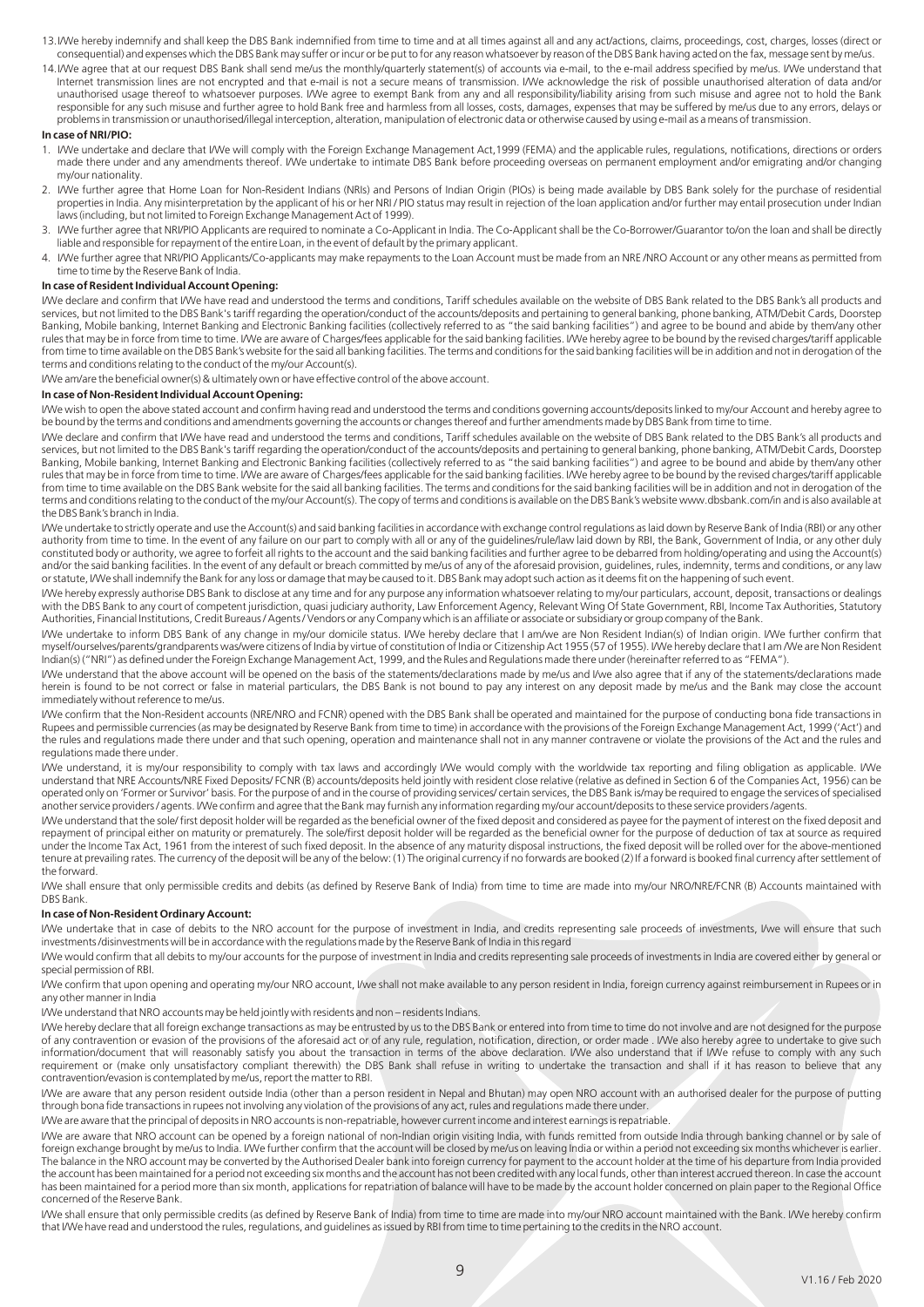13. I/We hereby indemnify and shall keep the DBS Bank indemnified from time to time and at all times against all and any act/actions, claims, proceedings, cost, charges, losses (direct or consequential) and expenses which the DBS Bank may suffer or incur or be put to for any reason whatsoever by reason of the DBS Bank having acted on the fax, message sent by me/us.
14. I/We agree that at our request DBS Bank shall send me/us the monthly/quarterly statement(s) of accounts via e-mail, to the e-mail address specified by me/us. I/We understand that Internet transmission lines are not encrypted and that e-mail is not a secure means of transmission. I/We acknowledge the risk of possible unauthorised alteration of data and/or unauthorised usage thereof to whatsoever purposes. I/We agree to exempt Bank from any and all responsibility/liability arising from such misuse and agree not to hold the Bank responsible for any such misuse and further agree to hold Bank free and harmless from all losses, costs, damages, expenses that may be suffered by me/us due to any errors, delays or problems in transmission or unauthorised/illegal interception, alteration, manipulation of electronic data or otherwise caused by using e-mail as a means of transmission.

**In case of NRI/PIO:**

1. I/We undertake and declare that I/We will comply with the Foreign Exchange Management Act,1999 (FEMA) and the applicable rules, regulations, notifications, directions or orders made there under and any amendments thereof. I/We undertake to intimate DBS Bank before proceeding overseas on permanent employment and/or emigrating and/or changing my/our nationality.
2. I/We further agree that Home Loan for Non-Resident Indians (NRIs) and Persons of Indian Origin (PIOs) is being made available by DBS Bank solely for the purchase of residential properties in India. Any misinterpretation by the applicant of his or her NRI / PIO status may result in rejection of the loan application and/or further may entail prosecution under Indian laws (including, but not limited to Foreign Exchange Management Act of 1999).
3. I/We further agree that NRI/PIO Applicants are required to nominate a Co-Applicant in India. The Co-Applicant shall be the Co-Borrower/Guarantor to/on the loan and shall be directly liable and responsible for repayment of the entire Loan, in the event of default by the primary applicant.
4. I/We further agree that NRI/PIO Applicants/Co-applicants may make repayments to the Loan Account must be made from an NRE /NRO Account or any other means as permitted from time to time by the Reserve Bank of India.

**In case of Resident Individual Account Opening:**

I/We declare and confirm that I/We have read and understood the terms and conditions, Tariff schedules available on the website of DBS Bank related to the DBS Bank's all products and services, but not limited to the DBS Bank's tariff regarding the operation/conduct of the accounts/deposits and pertaining to general banking, phone banking, ATM/Debit Cards, Doorstep Banking, Mobile banking, Internet Banking and Electronic Banking facilities (collectively referred to as "the said banking facilities") and agree to be bound and abide by them/any other rules that may be in force from time to time. I/We are aware of Charges/fees applicable for the said banking facilities. I/We hereby agree to be bound by the revised charges/tariff applicable from time to time available on the DBS Bank's website for the said all banking facilities. The terms and conditions for the said banking facilities will be in addition and not in derogation of the terms and conditions relating to the conduct of the my/our Account(s).

I/We am/are the beneficial owner(s) & ultimately own or have effective control of the above account.

**In case of Non-Resident Individual Account Opening:**

I/We wish to open the above stated account and confirm having read and understood the terms and conditions governing accounts/deposits linked to my/our Account and hereby agree to be bound by the terms and conditions and amendments governing the accounts or changes thereof and further amendments made by DBS Bank from time to time.

I/We declare and confirm that I/We have read and understood the terms and conditions, Tariff schedules available on the website of DBS Bank related to the DBS Bank's all products and services, but not limited to the DBS Bank's tariff regarding the operation/conduct of the accounts/deposits and pertaining to general banking, phone banking, ATM/Debit Cards, Doorstep Banking, Mobile banking, Internet Banking and Electronic Banking facilities (collectively referred to as "the said banking facilities") and agree to be bound and abide by them/any other rules that may be in force from time to time. I/We are aware of Charges/fees applicable for the said banking facilities. I/We hereby agree to be bound by the revised charges/tariff applicable from time to time available on the DBS Bank website for the said all banking facilities. The terms and conditions for the said banking facilities will be in addition and not in derogation of the terms and conditions relating to the conduct of the my/our Account(s). The copy of terms and conditions is available on the DBS Bank's website www.dbsbank.com/in and is also available at the DBS Bank's branch in India.

I/We undertake to strictly operate and use the Account(s) and said banking facilities in accordance with exchange control regulations as laid down by Reserve Bank of India (RBI) or any other authority from time to time. In the event of any failure on our part to comply with all or any of the guidelines/rule/law laid down by RBI, the Bank, Government of India, or any other duly constituted body or authority, we agree to forfeit all rights to the account and the said banking facilities and further agree to be debarred from holding/operating and using the Account(s) and/or the said banking facilities. In the event of any default or breach committed by me/us of any of the aforesaid provision, guidelines, rules, indemnity, terms and conditions, or any law or statute, I/We shall indemnify the Bank for any loss or damage that may be caused to it. DBS Bank may adopt such action as it deems fit on the happening of such event.

I/We hereby expressly authorise DBS Bank to disclose at any time and for any purpose any information whatsoever relating to my/our particulars, account, deposit, transactions or dealings with the DBS Bank to any court of competent jurisdiction, quasi judiciary authority, Law Enforcement Agency, Relevant Wing Of State Government, RBI, Income Tax Authorities, Statutory Authorities, Financial Institutions, Credit Bureaus / Agents / Vendors or any Company which is an affiliate or associate or subsidiary or group company of the Bank.

I/We undertake to inform DBS Bank of any change in my/our domicile status. I/We hereby declare that I am/we are Non Resident Indian(s) of Indian origin. I/We further confirm that myself/ourselves/parents/grandparents was/were citizens of India by virtue of constitution of India or Citizenship Act 1955 (57 of 1955). I/We hereby declare that I am /We are Non Resident Indian(s) ("NRI") as defined under the Foreign Exchange Management Act, 1999, and the Rules and Regulations made there under (hereinafter referred to as "FEMA").

I/We understand that the above account will be opened on the basis of the statements/declarations made by me/us and I/we also agree that if any of the statements/declarations made herein is found to be not correct or false in material particulars, the DBS Bank is not bound to pay any interest on any deposit made by me/us and the Bank may close the account immediately without reference to me/us.

I/We confirm that the Non-Resident accounts (NRE/NRO and FCNR) opened with the DBS Bank shall be operated and maintained for the purpose of conducting bona fide transactions in Rupees and permissible currencies (as may be designated by Reserve Bank from time to time) in accordance with the provisions of the Foreign Exchange Management Act, 1999 ('Act') and the rules and regulations made there under and that such opening, operation and maintenance shall not in any manner contravene or violate the provisions of the Act and the rules and regulations made there under.

I/We understand, it is my/our responsibility to comply with tax laws and accordingly I/We would comply with the worldwide tax reporting and filing obligation as applicable. I/We understand that NRE Accounts/NRE Fixed Deposits/ FCNR (B) accounts/deposits held jointly with resident close relative (relative as defined in Section 6 of the Companies Act, 1956) can be operated only on 'Former or Survivor' basis. For the purpose of and in the course of providing services/ certain services, the DBS Bank is/may be required to engage the services of specialised another service providers / agents. I/We confirm and agree that the Bank may furnish any information regarding my/our account/deposits to these service providers /agents.

I/We understand that the sole/ first deposit holder will be regarded as the beneficial owner of the fixed deposit and considered as payee for the payment of interest on the fixed deposit and repayment of principal either on maturity or prematurely. The sole/first deposit holder will be regarded as the beneficial owner for the purpose of deduction of tax at source as required under the Income Tax Act, 1961 from the interest of such fixed deposit. In the absence of any maturity disposal instructions, the fixed deposit will be rolled over for the above-mentioned tenure at prevailing rates. The currency of the deposit will be any of the below: (1) The original currency if no forwards are booked (2) If a forward is booked final currency after settlement of the forward.

I/We shall ensure that only permissible credits and debits (as defined by Reserve Bank of India) from time to time are made into my/our NRO/NRE/FCNR (B) Accounts maintained with DBS Bank.

**In case of Non-Resident Ordinary Account:**

I/We undertake that in case of debits to the NRO account for the purpose of investment in India, and credits representing sale proceeds of investments, I/we will ensure that such investments /disinvestments will be in accordance with the regulations made by the Reserve Bank of India in this regard

I/We would confirm that all debits to my/our accounts for the purpose of investment in India and credits representing sale proceeds of investments in India are covered either by general or special permission of RBI.

I/We confirm that upon opening and operating my/our NRO account, I/we shall not make available to any person resident in India, foreign currency against reimbursement in Rupees or in any other manner in India

I/We understand that NRO accounts may be held jointly with residents and non – residents Indians.

I/We hereby declare that all foreign exchange transactions as may be entrusted by us to the DBS Bank or entered into from time to time do not involve and are not designed for the purpose of any contravention or evasion of the provisions of the aforesaid act or of any rule, regulation, notification, direction, or order made . I/We also hereby agree to undertake to give such information/document that will reasonably satisfy you about the transaction in terms of the above declaration. I/We also understand that if I/We refuse to comply with any such requirement or (make only unsatisfactory compliant therewith) the DBS Bank shall refuse in writing to undertake the transaction and shall if it has reason to believe that any contravention/evasion is contemplated by me/us, report the matter to RBI.

I/We are aware that any person resident outside India (other than a person resident in Nepal and Bhutan) may open NRO account with an authorised dealer for the purpose of putting through bona fide transactions in rupees not involving any violation of the provisions of any act, rules and regulations made there under.

I/We are aware that the principal of deposits in NRO accounts is non-repatriable, however current income and interest earnings is repatriable.

I/We are aware that NRO account can be opened by a foreign national of non-Indian origin visiting India, with funds remitted from outside India through banking channel or by sale of foreign exchange brought by me/us to India. I/We further confirm that the account will be closed by me/us on leaving India or within a period not exceeding six months whichever is earlier. The balance in the NRO account may be converted by the Authorised Dealer bank into foreign currency for payment to the account holder at the time of his departure from India provided the account has been maintained for a period not exceeding six months and the account has not been credited with any local funds, other than interest accrued thereon. In case the account has been maintained for a period more than six month, applications for repatriation of balance will have to be made by the account holder concerned on plain paper to the Regional Office concerned of the Reserve Bank.

I/We shall ensure that only permissible credits (as defined by Reserve Bank of India) from time to time are made into my/our NRO account maintained with the Bank. I/We hereby confirm that I/We have read and understood the rules, regulations, and guidelines as issued by RBI from time to time pertaining to the credits in the NRO account.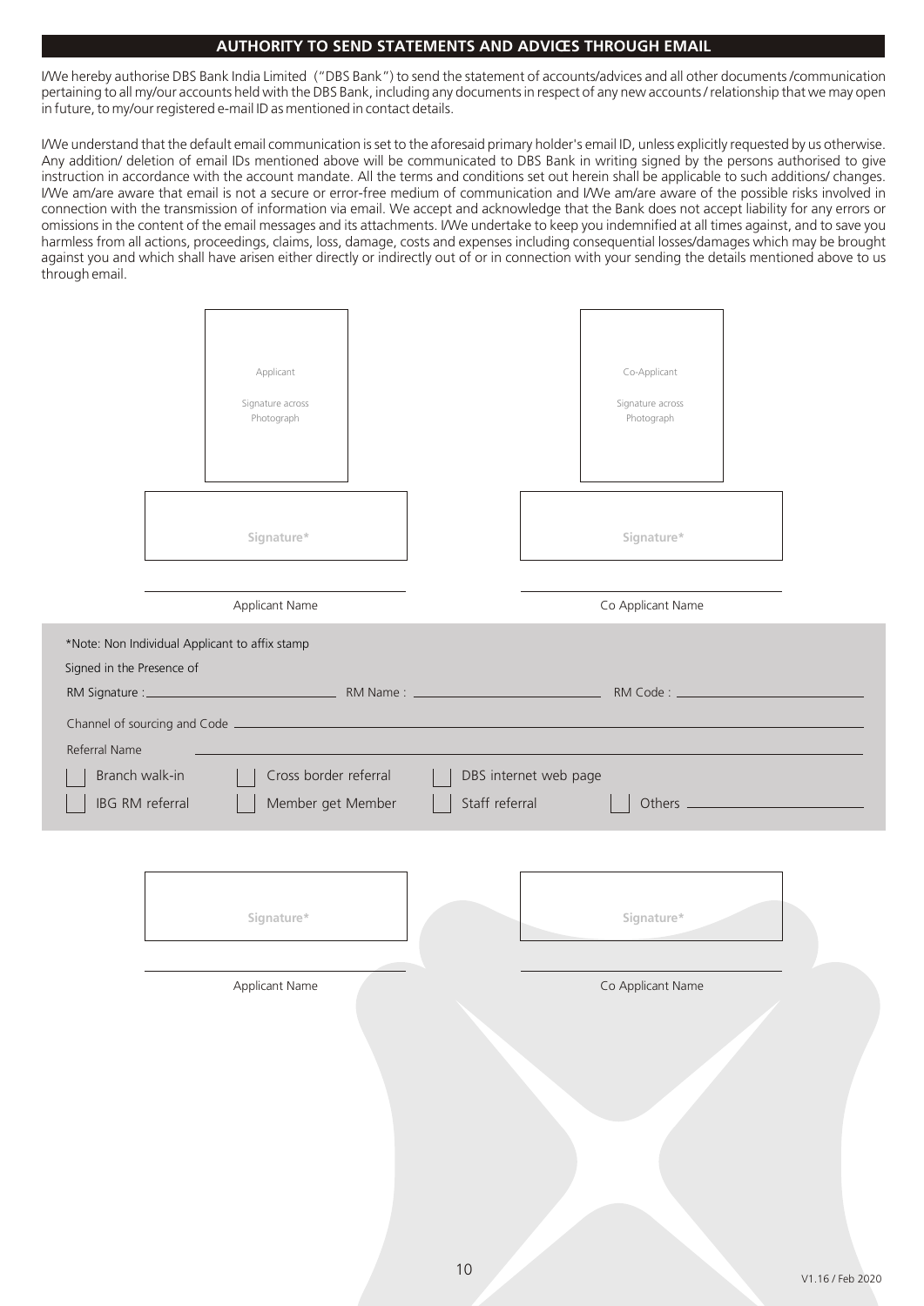## AUTHORITY TO SEND STATEMENTS AND ADVICES THROUGH EMAIL

I/We hereby authorise DBS Bank India Limited ("DBS Bank") to send the statement of accounts/advices and all other documents /communication pertaining to all my/our accounts held with the DBS Bank, including any documents in respect of any new accounts / relationship that we may open in future, to my/our registered e-mail ID as mentioned in contact details.

I/We understand that the default email communication is set to the aforesaid primary holder's email ID, unless explicitly requested by us otherwise. Any addition/ deletion of email IDs mentioned above will be communicated to DBS Bank in writing signed by the persons authorised to give instruction in accordance with the account mandate. All the terms and conditions set out herein shall be applicable to such additions/ changes. I/We am/are aware that email is not a secure or error-free medium of communication and I/We am/are aware of the possible risks involved in connection with the transmission of information via email. We accept and acknowledge that the Bank does not accept liability for any errors or omissions in the content of the email messages and its attachments. I/We undertake to keep you indemnified at all times against, and to save you harmless from all actions, proceedings, claims, loss, damage, costs and expenses including consequential losses/damages which may be brought against you and which shall have arisen either directly or indirectly out of or in connection with your sending the details mentioned above to us through email.

| Applicant Signature across Photograph | Co-Applicant Signature across Photograph |
|---|---|
| Signature* | Signature* |
| Applicant Name | Co Applicant Name |

*Note: Non Individual Applicant to affix stamp

Signed in the Presence of

RM Signature : ____________ RM Name : ____________ RM Code : ____________

Channel of sourcing and Code ____________

Referral Name ____________

- [ ] Branch walk-in
- [ ] Cross border referral
- [ ] DBS internet web page
- [ ] IBG RM referral
- [ ] Member get Member
- [ ] Staff referral
- [ ] Others ____________

| Signature* | Signature* |
|---|---|
| Applicant Name | Co Applicant Name |

V1.16 / Feb 2020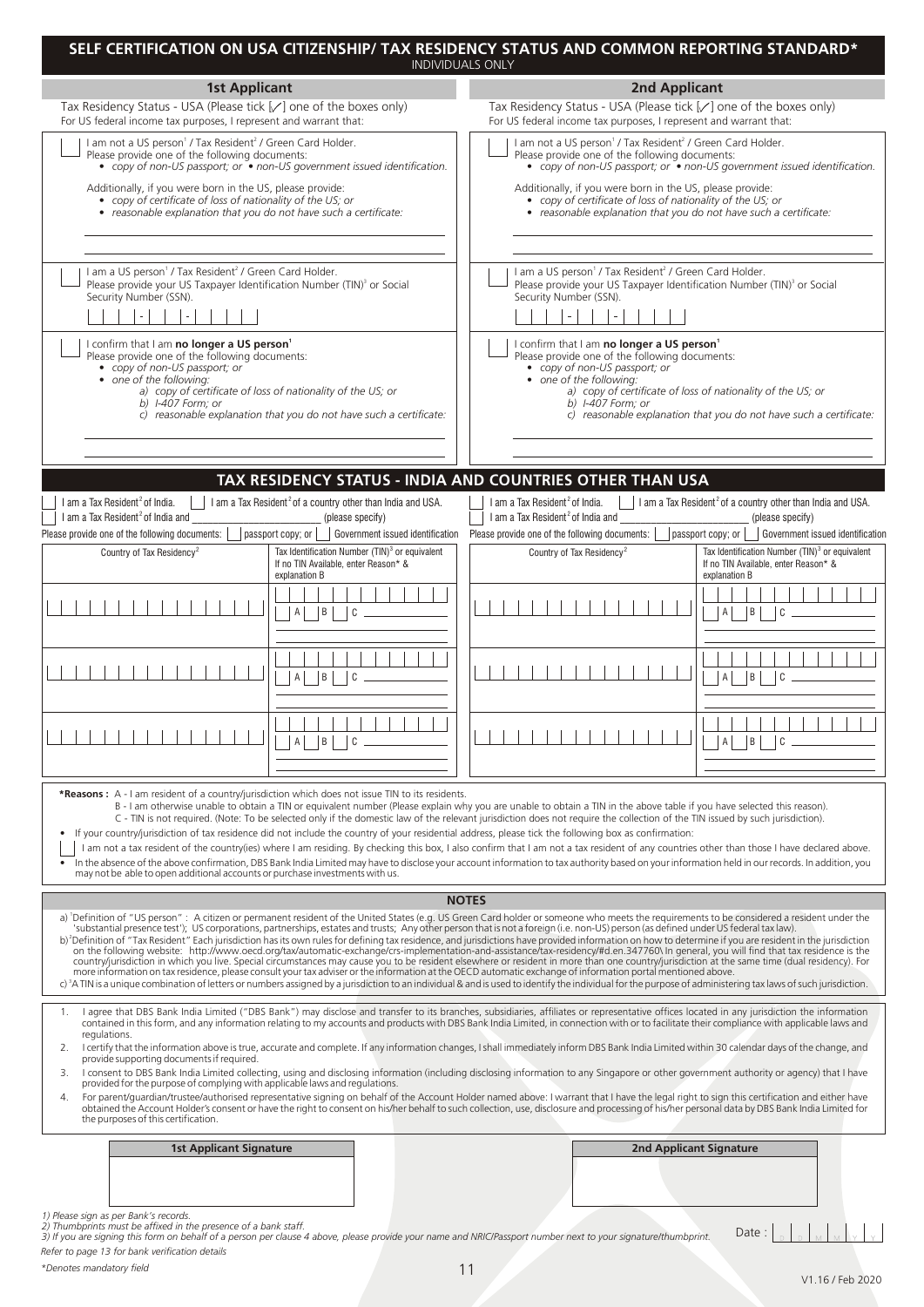# SELF CERTIFICATION ON USA CITIZENSHIP/ TAX RESIDENCY STATUS AND COMMON REPORTING STANDARD*

INDIVIDUALS ONLY

## 1st Applicant

Tax Residency Status - USA (Please tick [✓] one of the boxes only)
For US federal income tax purposes, I represent and warrant that:

☐ I am not a US person[1] / Tax Resident[2] / Green Card Holder.
Please provide one of the following documents:
- *copy of non-US passport; or* • *non-US government issued identification.*

Additionally, if you were born in the US, please provide:
- *copy of certificate of loss of nationality of the US; or*
- *reasonable explanation that you do not have such a certificate:*

______________________________________

☐ I am a US person[1] / Tax Resident[2] / Green Card Holder.
Please provide your US Taxpayer Identification Number (TIN)[3] or Social Security Number (SSN).

☐☐☐ - ☐☐ - ☐☐☐☐

☐ I confirm that I am **no longer a US person**[1]
Please provide one of the following documents:
- *copy of non-US passport; or*
- *one of the following:*
  - *a) copy of certificate of loss of nationality of the US; or*
  - *b) I-407 Form; or*
  - *c) reasonable explanation that you do not have such a certificate:*

______________________________________

## 2nd Applicant

Tax Residency Status - USA (Please tick [✓] one of the boxes only)
For US federal income tax purposes, I represent and warrant that:

☐ I am not a US person[1] / Tax Resident[2] / Green Card Holder.
Please provide one of the following documents:
- *copy of non-US passport; or* • *non-US government issued identification.*

Additionally, if you were born in the US, please provide:
- *copy of certificate of loss of nationality of the US; or*
- *reasonable explanation that you do not have such a certificate:*

______________________________________

☐ I am a US person[1] / Tax Resident[2] / Green Card Holder.
Please provide your US Taxpayer Identification Number (TIN)[3] or Social Security Number (SSN).

☐☐☐ - ☐☐ - ☐☐☐☐

☐ I confirm that I am **no longer a US person**[1]
Please provide one of the following documents:
- *copy of non-US passport; or*
- *one of the following:*
  - *a) copy of certificate of loss of nationality of the US; or*
  - *b) I-407 Form; or*
  - *c) reasonable explanation that you do not have such a certificate:*

______________________________________

## TAX RESIDENCY STATUS - INDIA AND COUNTRIES OTHER THAN USA

### 1st Applicant

☐ I am a Tax Resident[2] of India. ☐ I am a Tax Resident[2] of a country other than India and USA.
☐ I am a Tax Resident[2] of India and ____________ (please specify)
Please provide one of the following documents: ☐ passport copy; or ☐ Government issued identification

| Country of Tax Residency[2] | Tax Identification Number (TIN)[3] or equivalent If no TIN Available, enter Reason* & explanation B |
|---|---|
| | ☐ A ☐ B ☐ C ________ |
| | ☐ A ☐ B ☐ C ________ |
| | ☐ A ☐ B ☐ C ________ |

### 2nd Applicant

☐ I am a Tax Resident[2] of India. ☐ I am a Tax Resident[2] of a country other than India and USA.
☐ I am a Tax Resident[2] of India and ____________ (please specify)
Please provide one of the following documents: ☐ passport copy; or ☐ Government issued identification

| Country of Tax Residency[2] | Tax Identification Number (TIN)[3] or equivalent If no TIN Available, enter Reason* & explanation B |
|---|---|
| | ☐ A ☐ B ☐ C ________ |
| | ☐ A ☐ B ☐ C ________ |
| | ☐ A ☐ B ☐ C ________ |

**\*Reasons :** A - I am resident of a country/jurisdiction which does not issue TIN to its residents.
B - I am otherwise unable to obtain a TIN or equivalent number (Please explain why you are unable to obtain a TIN in the above table if you have selected this reason).
C - TIN is not required. (Note: To be selected only if the domestic law of the relevant jurisdiction does not require the collection of the TIN issued by such jurisdiction).

- If your country/jurisdiction of tax residence did not include the country of your residential address, please tick the following box as confirmation:

☐ I am not a tax resident of the country(ies) where I am residing. By checking this box, I also confirm that I am not a tax resident of any countries other than those I have declared above.

- In the absence of the above confirmation, DBS Bank India Limited may have to disclose your account information to tax authority based on your information held in our records. In addition, you may not be able to open additional accounts or purchase investments with us.

## NOTES

a) [1]Definition of "US person" : A citizen or permanent resident of the United States (e.g. US Green Card holder or someone who meets the requirements to be considered a resident under the 'substantial presence test'); US corporations, partnerships, estates and trusts; Any other person that is not a foreign (i.e. non-US) person (as defined under US federal tax law).

b) [2]Definition of "Tax Resident" Each jurisdiction has its own rules for defining tax residence, and jurisdictions have provided information on how to determine if you are resident in the jurisdiction on the following website: http://www.oecd.org/tax/automatic-exchange/crs-implementation-and-assistance/tax-residency/#d.en.347760\ In general, you will find that tax residence is the country/jurisdiction in which you live. Special circumstances may cause you to be resident elsewhere or resident in more than one country/jurisdiction at the same time (dual residency). For more information on tax residence, please consult your tax adviser or the information at the OECD automatic exchange of information portal mentioned above.

c) [3]A TIN is a unique combination of letters or numbers assigned by a jurisdiction to an individual & and is used to identify the individual for the purpose of administering tax laws of such jurisdiction.

1. I agree that DBS Bank India Limited ("DBS Bank") may disclose and transfer to its branches, subsidiaries, affiliates or representative offices located in any jurisdiction the information contained in this form, and any information relating to my accounts and products with DBS Bank India Limited, in connection with or to facilitate their compliance with applicable laws and regulations.
2. I certify that the information above is true, accurate and complete. If any information changes, I shall immediately inform DBS Bank India Limited within 30 calendar days of the change, and provide supporting documents if required.
3. I consent to DBS Bank India Limited collecting, using and disclosing information (including disclosing information to any Singapore or other government authority or agency) that I have provided for the purpose of complying with applicable laws and regulations.
4. For parent/guardian/trustee/authorised representative signing on behalf of the Account Holder named above: I warrant that I have the legal right to sign this certification and either have obtained the Account Holder's consent or have the right to consent on his/her behalf to such collection, use, disclosure and processing of his/her personal data by DBS Bank India Limited for the purposes of this certification.

| 1st Applicant Signature | 2nd Applicant Signature |
|---|---|
| | |

*1) Please sign as per Bank's records.*
*2) Thumbprints must be affixed in the presence of a bank staff.*
*3) If you are signing this form on behalf of a person per clause 4 above, please provide your name and NRIC/Passport number next to your signature/thumbprint.*

Date : D D M M Y Y

*Refer to page 13 for bank verification details*

*\*Denotes mandatory field*

V1.16 / Feb 2020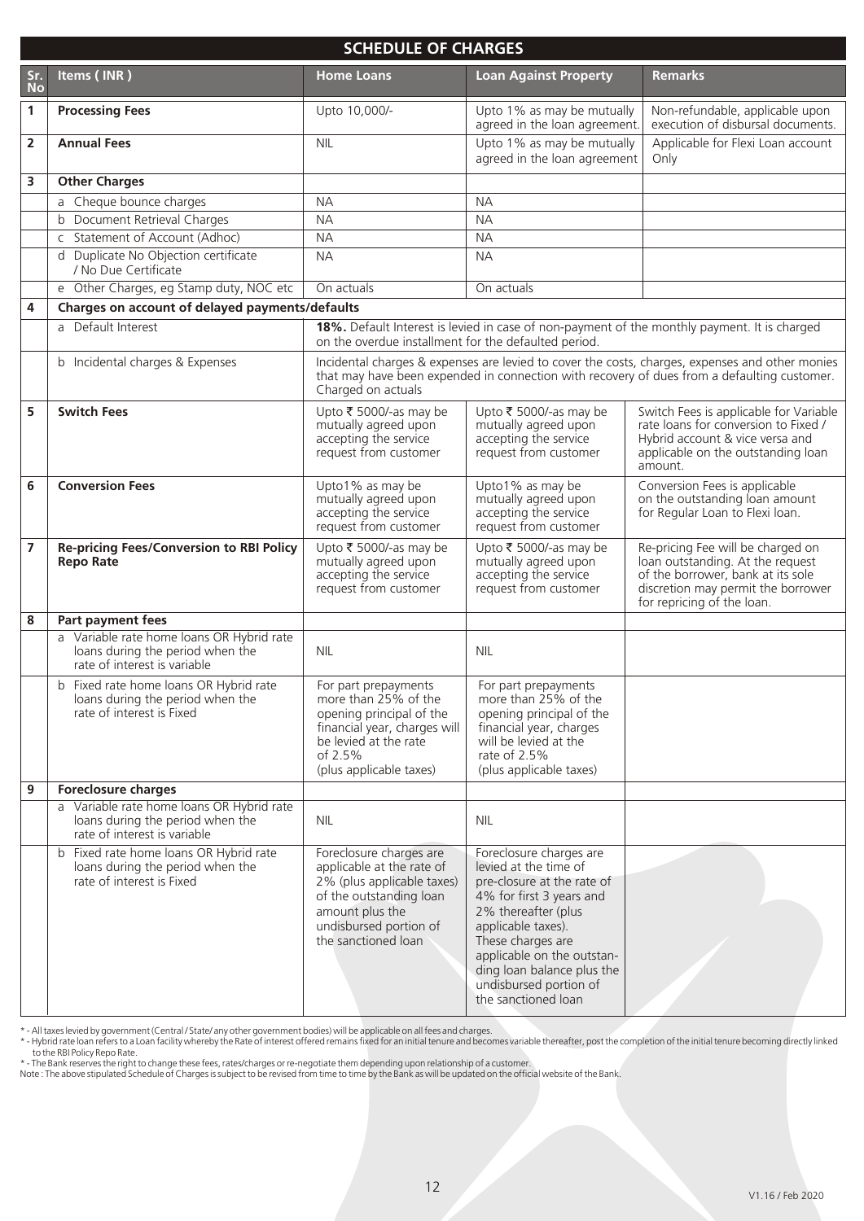## SCHEDULE OF CHARGES

| Sr. No | Items ( INR ) | Home Loans | Loan Against Property | Remarks |
|---|---|---|---|---|
| 1 | **Processing Fees** | Upto 10,000/- | Upto 1% as may be mutually agreed in the loan agreement. | Non-refundable, applicable upon execution of disbursal documents. |
| 2 | **Annual Fees** | NIL | Upto 1% as may be mutually agreed in the loan agreement | Applicable for Flexi Loan account Only |
| 3 | **Other Charges** | | | |
| | a Cheque bounce charges | NA | NA | |
| | b Document Retrieval Charges | NA | NA | |
| | c Statement of Account (Adhoc) | NA | NA | |
| | d Duplicate No Objection certificate / No Due Certificate | NA | NA | |
| | e Other Charges, eg Stamp duty, NOC etc | On actuals | On actuals | |
| 4 | **Charges on account of delayed payments/defaults** | | | |
| | a Default Interest | **18%.** Default Interest is levied in case of non-payment of the monthly payment. It is charged on the overdue installment for the defaulted period. | | |
| | b Incidental charges & Expenses | Incidental charges & expenses are levied to cover the costs, charges, expenses and other monies that may have been expended in connection with recovery of dues from a defaulting customer. Charged on actuals | | |
| 5 | **Switch Fees** | Upto ₹ 5000/-as may be mutually agreed upon accepting the service request from customer | Upto ₹ 5000/-as may be mutually agreed upon accepting the service request from customer | Switch Fees is applicable for Variable rate loans for conversion to Fixed / Hybrid account & vice versa and applicable on the outstanding loan amount. |
| 6 | **Conversion Fees** | Upto1% as may be mutually agreed upon accepting the service request from customer | Upto1% as may be mutually agreed upon accepting the service request from customer | Conversion Fees is applicable on the outstanding loan amount for Regular Loan to Flexi loan. |
| 7 | **Re-pricing Fees/Conversion to RBI Policy Repo Rate** | Upto ₹ 5000/-as may be mutually agreed upon accepting the service request from customer | Upto ₹ 5000/-as may be mutually agreed upon accepting the service request from customer | Re-pricing Fee will be charged on loan outstanding. At the request of the borrower, bank at its sole discretion may permit the borrower for repricing of the loan. |
| 8 | **Part payment fees** | | | |
| | a Variable rate home loans OR Hybrid rate loans during the period when the rate of interest is variable | NIL | NIL | |
| | b Fixed rate home loans OR Hybrid rate loans during the period when the rate of interest is Fixed | For part prepayments more than 25% of the opening principal of the financial year, charges will be levied at the rate of 2.5% (plus applicable taxes) | For part prepayments more than 25% of the opening principal of the financial year, charges will be levied at the rate of 2.5% (plus applicable taxes) | |
| 9 | **Foreclosure charges** | | | |
| | a Variable rate home loans OR Hybrid rate loans during the period when the rate of interest is variable | NIL | NIL | |
| | b Fixed rate home loans OR Hybrid rate loans during the period when the rate of interest is Fixed | Foreclosure charges are applicable at the rate of 2% (plus applicable taxes) of the outstanding loan amount plus the undisbursed portion of the sanctioned loan | Foreclosure charges are levied at the time of pre-closure at the rate of 4% for first 3 years and 2% thereafter (plus applicable taxes). These charges are applicable on the outstanding loan balance plus the undisbursed portion of the sanctioned loan | |

* - All taxes levied by government (Central / State/ any other government bodies) will be applicable on all fees and charges.
* - Hybrid rate loan refers to a Loan facility whereby the Rate of interest offered remains fixed for an initial tenure and becomes variable thereafter, post the completion of the initial tenure becoming directly linked to the RBI Policy Repo Rate.
* - The Bank reserves the right to change these fees, rates/charges or re-negotiate them depending upon relationship of a customer.

Note : The above stipulated Schedule of Charges is subject to be revised from time to time by the Bank as will be updated on the official website of the Bank.

V1.16 / Feb 2020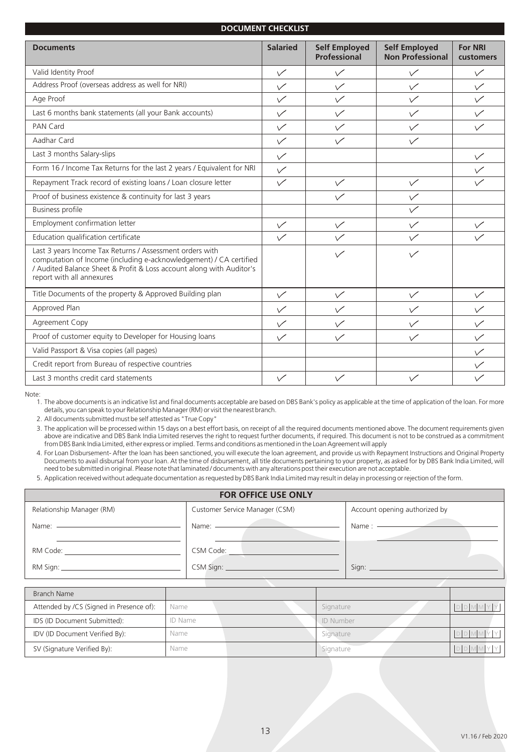## DOCUMENT CHECKLIST

| Documents | Salaried | Self Employed Professional | Self Employed Non Professional | For NRI customers |
|---|---|---|---|---|
| Valid Identity Proof | ✓ | ✓ | ✓ | ✓ |
| Address Proof (overseas address as well for NRI) | ✓ | ✓ | ✓ | ✓ |
| Age Proof | ✓ | ✓ | ✓ | ✓ |
| Last 6 months bank statements (all your Bank accounts) | ✓ | ✓ | ✓ | ✓ |
| PAN Card | ✓ | ✓ | ✓ | ✓ |
| Aadhar Card | ✓ | ✓ | ✓ | |
| Last 3 months Salary-slips | ✓ | | | ✓ |
| Form 16 / Income Tax Returns for the last 2 years / Equivalent for NRI | ✓ | | | ✓ |
| Repayment Track record of existing loans / Loan closure letter | ✓ | ✓ | ✓ | ✓ |
| Proof of business existence & continuity for last 3 years | | ✓ | ✓ | |
| Business profile | | | ✓ | |
| Employment confirmation letter | ✓ | ✓ | ✓ | ✓ |
| Education qualification certificate | ✓ | ✓ | ✓ | ✓ |
| Last 3 years Income Tax Returns / Assessment orders with computation of Income (including e-acknowledgement) / CA certified / Audited Balance Sheet & Profit & Loss account along with Auditor's report with all annexures | | ✓ | ✓ | |
| Title Documents of the property & Approved Building plan | ✓ | ✓ | ✓ | ✓ |
| Approved Plan | ✓ | ✓ | ✓ | ✓ |
| Agreement Copy | ✓ | ✓ | ✓ | ✓ |
| Proof of customer equity to Developer for Housing loans | ✓ | ✓ | ✓ | ✓ |
| Valid Passport & Visa copies (all pages) | | | | ✓ |
| Credit report from Bureau of respective countries | | | | ✓ |
| Last 3 months credit card statements | ✓ | ✓ | ✓ | ✓ |

Note:

1. The above documents is an indicative list and final documents acceptable are based on DBS Bank's policy as applicable at the time of application of the loan. For more details, you can speak to your Relationship Manager (RM) or visit the nearest branch.
2. All documents submitted must be self attested as "True Copy"
3. The application will be processed within 15 days on a best effort basis, on receipt of all the required documents mentioned above. The document requirements given above are indicative and DBS Bank India Limited reserves the right to request further documents, if required. This document is not to be construed as a commitment from DBS Bank India Limited, either express or implied. Terms and conditions as mentioned in the Loan Agreement will apply
4. For Loan Disbursement- After the loan has been sanctioned, you will execute the loan agreement, and provide us with Repayment Instructions and Original Property Documents to avail disbursal from your loan. At the time of disbursement, all title documents pertaining to your property, as asked for by DBS Bank India Limited, will need to be submitted in original. Please note that laminated / documents with any alterations post their execution are not acceptable.
5. Application received without adequate documentation as requested by DBS Bank India Limited may result in delay in processing or rejection of the form.

## FOR OFFICE USE ONLY

| Relationship Manager (RM) | Customer Service Manager (CSM) | Account opening authorized by |
|---|---|---|
| Name: | Name: | Name : |
| RM Code: | CSM Code: | |
| RM Sign: | CSM Sign: | Sign: |

| Branch Name | | | |
|---|---|---|---|
| Attended by /CS (Signed in Presence of): | Name | Signature | DDMMYY |
| IDS (ID Document Submitted): | ID Name | ID Number | |
| IDV (ID Document Verified By): | Name | Signature | DDMMYY |
| SV (Signature Verified By): | Name | Signature | DDMMYY |

V1.16 / Feb 2020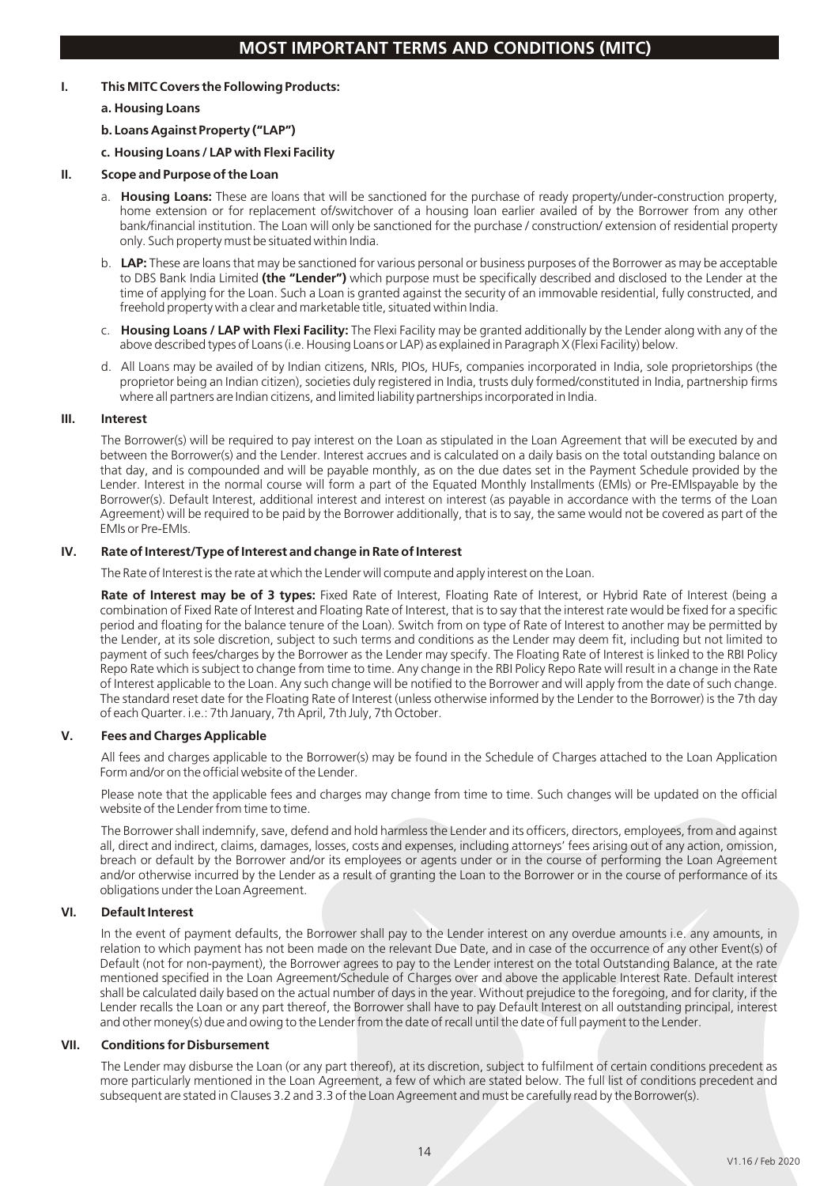# MOST IMPORTANT TERMS AND CONDITIONS (MITC)

**I. This MITC Covers the Following Products:**

**a. Housing Loans**

**b. Loans Against Property ("LAP")**

**c. Housing Loans / LAP with Flexi Facility**

**II. Scope and Purpose of the Loan**

a. **Housing Loans:** These are loans that will be sanctioned for the purchase of ready property/under-construction property, home extension or for replacement of/switchover of a housing loan earlier availed of by the Borrower from any other bank/financial institution. The Loan will only be sanctioned for the purchase / construction/ extension of residential property only. Such property must be situated within India.

b. **LAP:** These are loans that may be sanctioned for various personal or business purposes of the Borrower as may be acceptable to DBS Bank India Limited **(the "Lender")** which purpose must be specifically described and disclosed to the Lender at the time of applying for the Loan. Such a Loan is granted against the security of an immovable residential, fully constructed, and freehold property with a clear and marketable title, situated within India.

c. **Housing Loans / LAP with Flexi Facility:** The Flexi Facility may be granted additionally by the Lender along with any of the above described types of Loans (i.e. Housing Loans or LAP) as explained in Paragraph X (Flexi Facility) below.

d. All Loans may be availed of by Indian citizens, NRIs, PIOs, HUFs, companies incorporated in India, sole proprietorships (the proprietor being an Indian citizen), societies duly registered in India, trusts duly formed/constituted in India, partnership firms where all partners are Indian citizens, and limited liability partnerships incorporated in India.

**III. Interest**

The Borrower(s) will be required to pay interest on the Loan as stipulated in the Loan Agreement that will be executed by and between the Borrower(s) and the Lender. Interest accrues and is calculated on a daily basis on the total outstanding balance on that day, and is compounded and will be payable monthly, as on the due dates set in the Payment Schedule provided by the Lender. Interest in the normal course will form a part of the Equated Monthly Installments (EMIs) or Pre-EMIspayable by the Borrower(s). Default Interest, additional interest and interest on interest (as payable in accordance with the terms of the Loan Agreement) will be required to be paid by the Borrower additionally, that is to say, the same would not be covered as part of the EMIs or Pre-EMIs.

**IV. Rate of Interest/Type of Interest and change in Rate of Interest**

The Rate of Interest is the rate at which the Lender will compute and apply interest on the Loan.

**Rate of Interest may be of 3 types:** Fixed Rate of Interest, Floating Rate of Interest, or Hybrid Rate of Interest (being a combination of Fixed Rate of Interest and Floating Rate of Interest, that is to say that the interest rate would be fixed for a specific period and floating for the balance tenure of the Loan). Switch from on type of Rate of Interest to another may be permitted by the Lender, at its sole discretion, subject to such terms and conditions as the Lender may deem fit, including but not limited to payment of such fees/charges by the Borrower as the Lender may specify. The Floating Rate of Interest is linked to the RBI Policy Repo Rate which is subject to change from time to time. Any change in the RBI Policy Repo Rate will result in a change in the Rate of Interest applicable to the Loan. Any such change will be notified to the Borrower and will apply from the date of such change. The standard reset date for the Floating Rate of Interest (unless otherwise informed by the Lender to the Borrower) is the 7th day of each Quarter. i.e.: 7th January, 7th April, 7th July, 7th October.

**V. Fees and Charges Applicable**

All fees and charges applicable to the Borrower(s) may be found in the Schedule of Charges attached to the Loan Application Form and/or on the official website of the Lender.

Please note that the applicable fees and charges may change from time to time. Such changes will be updated on the official website of the Lender from time to time.

The Borrower shall indemnify, save, defend and hold harmless the Lender and its officers, directors, employees, from and against all, direct and indirect, claims, damages, losses, costs and expenses, including attorneys' fees arising out of any action, omission, breach or default by the Borrower and/or its employees or agents under or in the course of performing the Loan Agreement and/or otherwise incurred by the Lender as a result of granting the Loan to the Borrower or in the course of performance of its obligations under the Loan Agreement.

**VI. Default Interest**

In the event of payment defaults, the Borrower shall pay to the Lender interest on any overdue amounts i.e. any amounts, in relation to which payment has not been made on the relevant Due Date, and in case of the occurrence of any other Event(s) of Default (not for non-payment), the Borrower agrees to pay to the Lender interest on the total Outstanding Balance, at the rate mentioned specified in the Loan Agreement/Schedule of Charges over and above the applicable Interest Rate. Default interest shall be calculated daily based on the actual number of days in the year. Without prejudice to the foregoing, and for clarity, if the Lender recalls the Loan or any part thereof, the Borrower shall have to pay Default Interest on all outstanding principal, interest and other money(s) due and owing to the Lender from the date of recall until the date of full payment to the Lender.

**VII. Conditions for Disbursement**

The Lender may disburse the Loan (or any part thereof), at its discretion, subject to fulfilment of certain conditions precedent as more particularly mentioned in the Loan Agreement, a few of which are stated below. The full list of conditions precedent and subsequent are stated in Clauses 3.2 and 3.3 of the Loan Agreement and must be carefully read by the Borrower(s).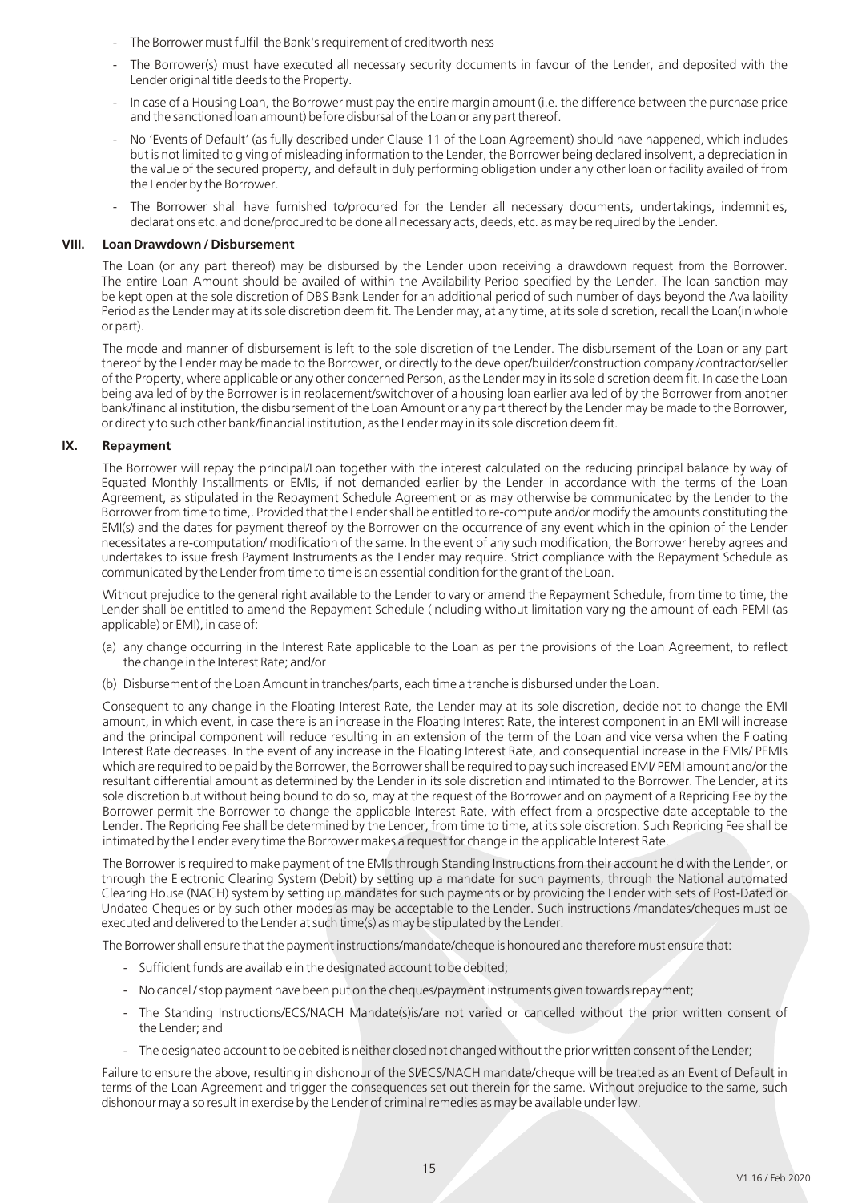- The Borrower must fulfill the Bank's requirement of creditworthiness
- The Borrower(s) must have executed all necessary security documents in favour of the Lender, and deposited with the Lender original title deeds to the Property.
- In case of a Housing Loan, the Borrower must pay the entire margin amount (i.e. the difference between the purchase price and the sanctioned loan amount) before disbursal of the Loan or any part thereof.
- No 'Events of Default' (as fully described under Clause 11 of the Loan Agreement) should have happened, which includes but is not limited to giving of misleading information to the Lender, the Borrower being declared insolvent, a depreciation in the value of the secured property, and default in duly performing obligation under any other loan or facility availed of from the Lender by the Borrower.
- The Borrower shall have furnished to/procured for the Lender all necessary documents, undertakings, indemnities, declarations etc. and done/procured to be done all necessary acts, deeds, etc. as may be required by the Lender.

### VIII. Loan Drawdown / Disbursement

The Loan (or any part thereof) may be disbursed by the Lender upon receiving a drawdown request from the Borrower. The entire Loan Amount should be availed of within the Availability Period specified by the Lender. The loan sanction may be kept open at the sole discretion of DBS Bank Lender for an additional period of such number of days beyond the Availability Period as the Lender may at its sole discretion deem fit. The Lender may, at any time, at its sole discretion, recall the Loan(in whole or part).

The mode and manner of disbursement is left to the sole discretion of the Lender. The disbursement of the Loan or any part thereof by the Lender may be made to the Borrower, or directly to the developer/builder/construction company /contractor/seller of the Property, where applicable or any other concerned Person, as the Lender may in its sole discretion deem fit. In case the Loan being availed of by the Borrower is in replacement/switchover of a housing loan earlier availed of by the Borrower from another bank/financial institution, the disbursement of the Loan Amount or any part thereof by the Lender may be made to the Borrower, or directly to such other bank/financial institution, as the Lender may in its sole discretion deem fit.

### IX. Repayment

The Borrower will repay the principal/Loan together with the interest calculated on the reducing principal balance by way of Equated Monthly Installments or EMIs, if not demanded earlier by the Lender in accordance with the terms of the Loan Agreement, as stipulated in the Repayment Schedule Agreement or as may otherwise be communicated by the Lender to the Borrower from time to time,. Provided that the Lender shall be entitled to re-compute and/or modify the amounts constituting the EMI(s) and the dates for payment thereof by the Borrower on the occurrence of any event which in the opinion of the Lender necessitates a re-computation/ modification of the same. In the event of any such modification, the Borrower hereby agrees and undertakes to issue fresh Payment Instruments as the Lender may require. Strict compliance with the Repayment Schedule as communicated by the Lender from time to time is an essential condition for the grant of the Loan.

Without prejudice to the general right available to the Lender to vary or amend the Repayment Schedule, from time to time, the Lender shall be entitled to amend the Repayment Schedule (including without limitation varying the amount of each PEMI (as applicable) or EMI), in case of:

(a) any change occurring in the Interest Rate applicable to the Loan as per the provisions of the Loan Agreement, to reflect the change in the Interest Rate; and/or

(b) Disbursement of the Loan Amount in tranches/parts, each time a tranche is disbursed under the Loan.

Consequent to any change in the Floating Interest Rate, the Lender may at its sole discretion, decide not to change the EMI amount, in which event, in case there is an increase in the Floating Interest Rate, the interest component in an EMI will increase and the principal component will reduce resulting in an extension of the term of the Loan and vice versa when the Floating Interest Rate decreases. In the event of any increase in the Floating Interest Rate, and consequential increase in the EMIs/ PEMIs which are required to be paid by the Borrower, the Borrower shall be required to pay such increased EMI/ PEMI amount and/or the resultant differential amount as determined by the Lender in its sole discretion and intimated to the Borrower. The Lender, at its sole discretion but without being bound to do so, may at the request of the Borrower and on payment of a Repricing Fee by the Borrower permit the Borrower to change the applicable Interest Rate, with effect from a prospective date acceptable to the Lender. The Repricing Fee shall be determined by the Lender, from time to time, at its sole discretion. Such Repricing Fee shall be intimated by the Lender every time the Borrower makes a request for change in the applicable Interest Rate.

The Borrower is required to make payment of the EMIs through Standing Instructions from their account held with the Lender, or through the Electronic Clearing System (Debit) by setting up a mandate for such payments, through the National automated Clearing House (NACH) system by setting up mandates for such payments or by providing the Lender with sets of Post-Dated or Undated Cheques or by such other modes as may be acceptable to the Lender. Such instructions /mandates/cheques must be executed and delivered to the Lender at such time(s) as may be stipulated by the Lender.

The Borrower shall ensure that the payment instructions/mandate/cheque is honoured and therefore must ensure that:

- Sufficient funds are available in the designated account to be debited;
- No cancel / stop payment have been put on the cheques/payment instruments given towards repayment;
- The Standing Instructions/ECS/NACH Mandate(s)is/are not varied or cancelled without the prior written consent of the Lender; and
- The designated account to be debited is neither closed not changed without the prior written consent of the Lender;

Failure to ensure the above, resulting in dishonour of the SI/ECS/NACH mandate/cheque will be treated as an Event of Default in terms of the Loan Agreement and trigger the consequences set out therein for the same. Without prejudice to the same, such dishonour may also result in exercise by the Lender of criminal remedies as may be available under law.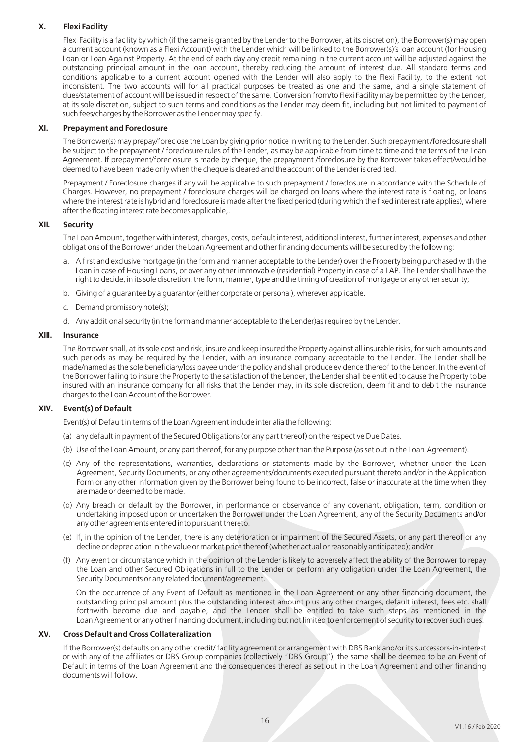## X. Flexi Facility

Flexi Facility is a facility by which (if the same is granted by the Lender to the Borrower, at its discretion), the Borrower(s) may open a current account (known as a Flexi Account) with the Lender which will be linked to the Borrower(s)'s loan account (for Housing Loan or Loan Against Property. At the end of each day any credit remaining in the current account will be adjusted against the outstanding principal amount in the loan account, thereby reducing the amount of interest due. All standard terms and conditions applicable to a current account opened with the Lender will also apply to the Flexi Facility, to the extent not inconsistent. The two accounts will for all practical purposes be treated as one and the same, and a single statement of dues/statement of account will be issued in respect of the same. Conversion from/to Flexi Facility may be permitted by the Lender, at its sole discretion, subject to such terms and conditions as the Lender may deem fit, including but not limited to payment of such fees/charges by the Borrower as the Lender may specify.

## XI. Prepayment and Foreclosure

The Borrower(s) may prepay/foreclose the Loan by giving prior notice in writing to the Lender. Such prepayment /foreclosure shall be subject to the prepayment / foreclosure rules of the Lender, as may be applicable from time to time and the terms of the Loan Agreement. If prepayment/foreclosure is made by cheque, the prepayment /foreclosure by the Borrower takes effect/would be deemed to have been made only when the cheque is cleared and the account of the Lender is credited.

Prepayment / Foreclosure charges if any will be applicable to such prepayment / foreclosure in accordance with the Schedule of Charges. However, no prepayment / foreclosure charges will be charged on loans where the interest rate is floating, or loans where the interest rate is hybrid and foreclosure is made after the fixed period (during which the fixed interest rate applies), where after the floating interest rate becomes applicable,.

## XII. Security

The Loan Amount, together with interest, charges, costs, default interest, additional interest, further interest, expenses and other obligations of the Borrower under the Loan Agreement and other financing documents will be secured by the following:

a. A first and exclusive mortgage (in the form and manner acceptable to the Lender) over the Property being purchased with the Loan in case of Housing Loans, or over any other immovable (residential) Property in case of a LAP. The Lender shall have the right to decide, in its sole discretion, the form, manner, type and the timing of creation of mortgage or any other security;

b. Giving of a guarantee by a guarantor (either corporate or personal), wherever applicable.

c. Demand promissory note(s);

d. Any additional security (in the form and manner acceptable to the Lender)as required by the Lender.

## XIII. Insurance

The Borrower shall, at its sole cost and risk, insure and keep insured the Property against all insurable risks, for such amounts and such periods as may be required by the Lender, with an insurance company acceptable to the Lender. The Lender shall be made/named as the sole beneficiary/loss payee under the policy and shall produce evidence thereof to the Lender. In the event of the Borrower failing to insure the Property to the satisfaction of the Lender, the Lender shall be entitled to cause the Property to be insured with an insurance company for all risks that the Lender may, in its sole discretion, deem fit and to debit the insurance charges to the Loan Account of the Borrower.

## XIV. Event(s) of Default

Event(s) of Default in terms of the Loan Agreement include inter alia the following:

(a) any default in payment of the Secured Obligations (or any part thereof) on the respective Due Dates.

(b) Use of the Loan Amount, or any part thereof, for any purpose other than the Purpose (as set out in the Loan Agreement).

(c) Any of the representations, warranties, declarations or statements made by the Borrower, whether under the Loan Agreement, Security Documents, or any other agreements/documents executed pursuant thereto and/or in the Application Form or any other information given by the Borrower being found to be incorrect, false or inaccurate at the time when they are made or deemed to be made.

(d) Any breach or default by the Borrower, in performance or observance of any covenant, obligation, term, condition or undertaking imposed upon or undertaken the Borrower under the Loan Agreement, any of the Security Documents and/or any other agreements entered into pursuant thereto.

(e) If, in the opinion of the Lender, there is any deterioration or impairment of the Secured Assets, or any part thereof or any decline or depreciation in the value or market price thereof (whether actual or reasonably anticipated); and/or

(f) Any event or circumstance which in the opinion of the Lender is likely to adversely affect the ability of the Borrower to repay the Loan and other Secured Obligations in full to the Lender or perform any obligation under the Loan Agreement, the Security Documents or any related document/agreement.

On the occurrence of any Event of Default as mentioned in the Loan Agreement or any other financing document, the outstanding principal amount plus the outstanding interest amount plus any other charges, default interest, fees etc. shall forthwith become due and payable, and the Lender shall be entitled to take such steps as mentioned in the Loan Agreement or any other financing document, including but not limited to enforcement of security to recover such dues.

## XV. Cross Default and Cross Collateralization

If the Borrower(s) defaults on any other credit/ facility agreement or arrangement with DBS Bank and/or its successors-in-interest or with any of the affiliates or DBS Group companies (collectively "DBS Group"), the same shall be deemed to be an Event of Default in terms of the Loan Agreement and the consequences thereof as set out in the Loan Agreement and other financing documents will follow.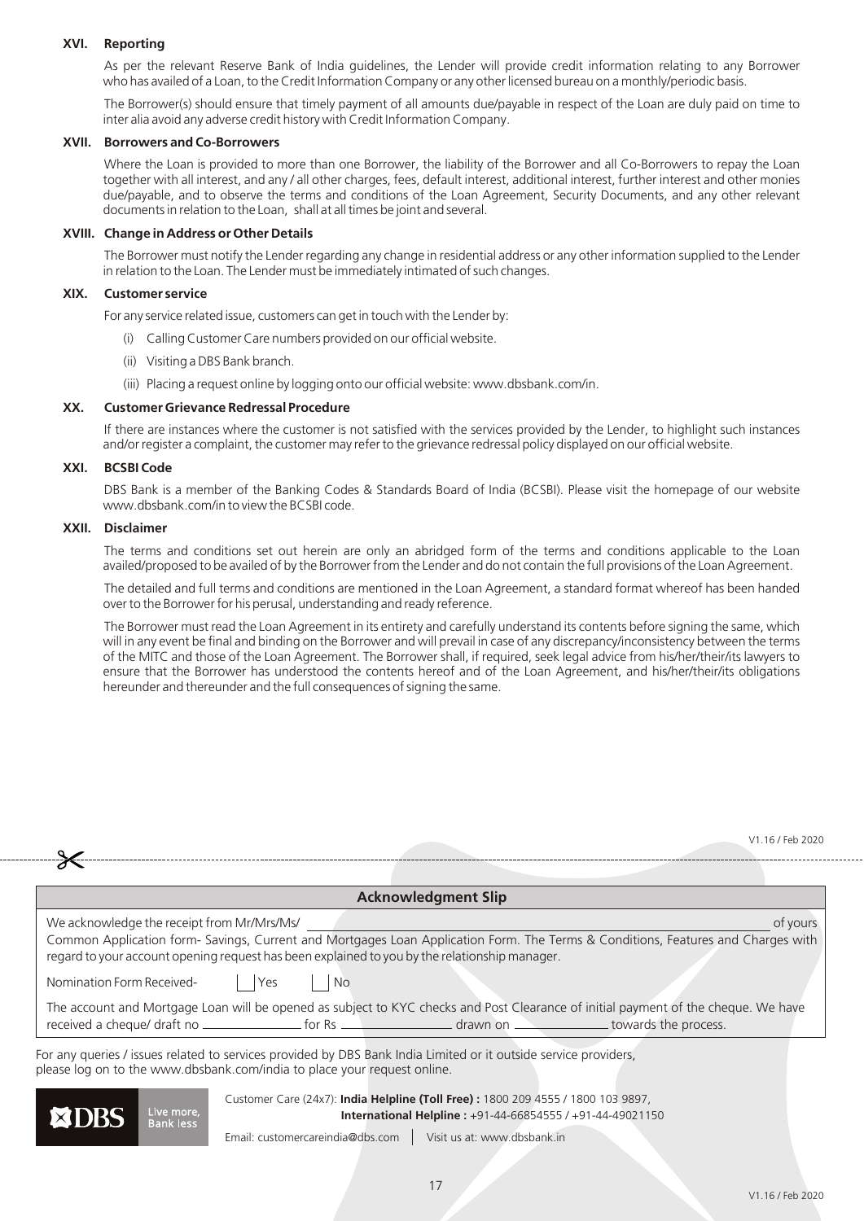### XVI. Reporting

As per the relevant Reserve Bank of India guidelines, the Lender will provide credit information relating to any Borrower who has availed of a Loan, to the Credit Information Company or any other licensed bureau on a monthly/periodic basis.

The Borrower(s) should ensure that timely payment of all amounts due/payable in respect of the Loan are duly paid on time to inter alia avoid any adverse credit history with Credit Information Company.

### XVII. Borrowers and Co-Borrowers

Where the Loan is provided to more than one Borrower, the liability of the Borrower and all Co-Borrowers to repay the Loan together with all interest, and any / all other charges, fees, default interest, additional interest, further interest and other monies due/payable, and to observe the terms and conditions of the Loan Agreement, Security Documents, and any other relevant documents in relation to the Loan, shall at all times be joint and several.

### XVIII. Change in Address or Other Details

The Borrower must notify the Lender regarding any change in residential address or any other information supplied to the Lender in relation to the Loan. The Lender must be immediately intimated of such changes.

### XIX. Customer service

For any service related issue, customers can get in touch with the Lender by:

(i) Calling Customer Care numbers provided on our official website.

(ii) Visiting a DBS Bank branch.

(iii) Placing a request online by logging onto our official website: www.dbsbank.com/in.

### XX. Customer Grievance Redressal Procedure

If there are instances where the customer is not satisfied with the services provided by the Lender, to highlight such instances and/or register a complaint, the customer may refer to the grievance redressal policy displayed on our official website.

### XXI. BCSBI Code

DBS Bank is a member of the Banking Codes & Standards Board of India (BCSBI). Please visit the homepage of our website www.dbsbank.com/in to view the BCSBI code.

### XXII. Disclaimer

The terms and conditions set out herein are only an abridged form of the terms and conditions applicable to the Loan availed/proposed to be availed of by the Borrower from the Lender and do not contain the full provisions of the Loan Agreement.

The detailed and full terms and conditions are mentioned in the Loan Agreement, a standard format whereof has been handed over to the Borrower for his perusal, understanding and ready reference.

The Borrower must read the Loan Agreement in its entirety and carefully understand its contents before signing the same, which will in any event be final and binding on the Borrower and will prevail in case of any discrepancy/inconsistency between the terms of the MITC and those of the Loan Agreement. The Borrower shall, if required, seek legal advice from his/her/their/its lawyers to ensure that the Borrower has understood the contents hereof and of the Loan Agreement, and his/her/their/its obligations hereunder and thereunder and the full consequences of signing the same.

V1.16 / Feb 2020

---

## Acknowledgment Slip

We acknowledge the receipt from Mr/Mrs/Ms/ ______________________________ of yours
Common Application form- Savings, Current and Mortgages Loan Application Form. The Terms & Conditions, Features and Charges with regard to your account opening request has been explained to you by the relationship manager.

Nomination Form Received- ☐ Yes ☐ No

The account and Mortgage Loan will be opened as subject to KYC checks and Post Clearance of initial payment of the cheque. We have received a cheque/ draft no ____________ for Rs ____________ drawn on ____________ towards the process.

For any queries / issues related to services provided by DBS Bank India Limited or it outside service providers, please log on to the www.dbsbank.com/india to place your request online.

DBS Live more, Bank less

Customer Care (24x7): **India Helpline (Toll Free) :** 1800 209 4555 / 1800 103 9897,
**International Helpline :** +91-44-66854555 / +91-44-49021150

Email: customercareindia@dbs.com | Visit us at: www.dbsbank.in